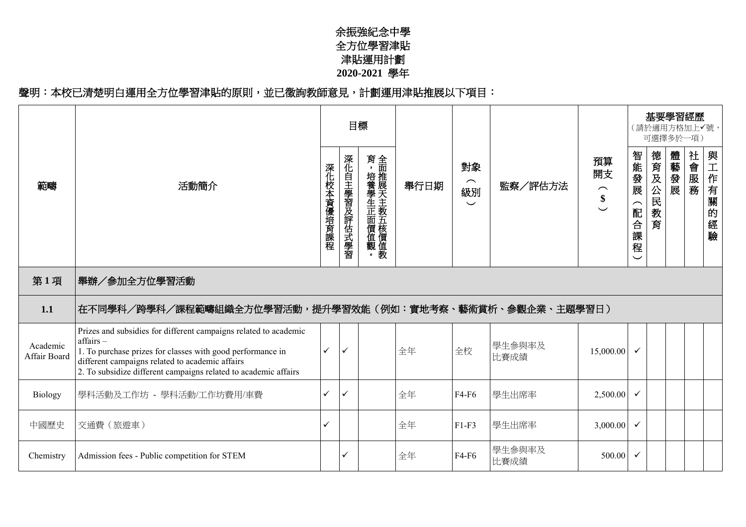# 余振強紀念中學
# 全方位學習津貼
# 津貼運用計劃
# 2020-2021 學年

**聲明：本校已清楚明白運用全方位學習津貼的原則，並已徵詢教師意見，計劃運用津貼推展以下項目：**

| 範疇 | 活動簡介 | 目標 | | | 舉行日期 | 對象（級別） | 監察／評估方法 | 預算開支（$） | 基要學習經歷（請於適用方格加上✓號，可選擇多於一項） | | | | |
|---|---|---|---|---|---|---|---|---|---|---|---|---|---|
| | | 深化校本資優培育課程 | 深化自主學習及評估式學習 | 全面推展天主教五核價值教育，培養學生正面價值觀。 | | | | | 智能發展（配合課程） | 德育及公民教育 | 體藝發展 | 社會服務 | 與工作有關的經驗 |
| **第 1 項** | **舉辦／參加全方位學習活動** | | | | | | | | | | | | |
| **1.1** | **在不同學科／跨學科／課程範疇組織全方位學習活動，提升學習效能（例如：實地考察、藝術賞析、參觀企業、主題學習日）** | | | | | | | | | | | | |
| Academic Affair Board | Prizes and subsidies for different campaigns related to academic affairs – <br>1. To purchase prizes for classes with good performance in different campaigns related to academic affairs <br>2. To subsidize different campaigns related to academic affairs | ✓ | ✓ | | 全年 | 全校 | 學生參與率及比賽成績 | 15,000.00 | ✓ | | | | |
| Biology | 學科活動及工作坊 - 學科活動/工作坊費用/車費 | ✓ | ✓ | | 全年 | F4-F6 | 學生出席率 | 2,500.00 | ✓ | | | | |
| 中國歷史 | 交通費（旅遊車） | ✓ | | | 全年 | F1-F3 | 學生出席率 | 3,000.00 | ✓ | | | | |
| Chemistry | Admission fees - Public competition for STEM | | ✓ | | 全年 | F4-F6 | 學生參與率及比賽成績 | 500.00 | ✓ | | | | |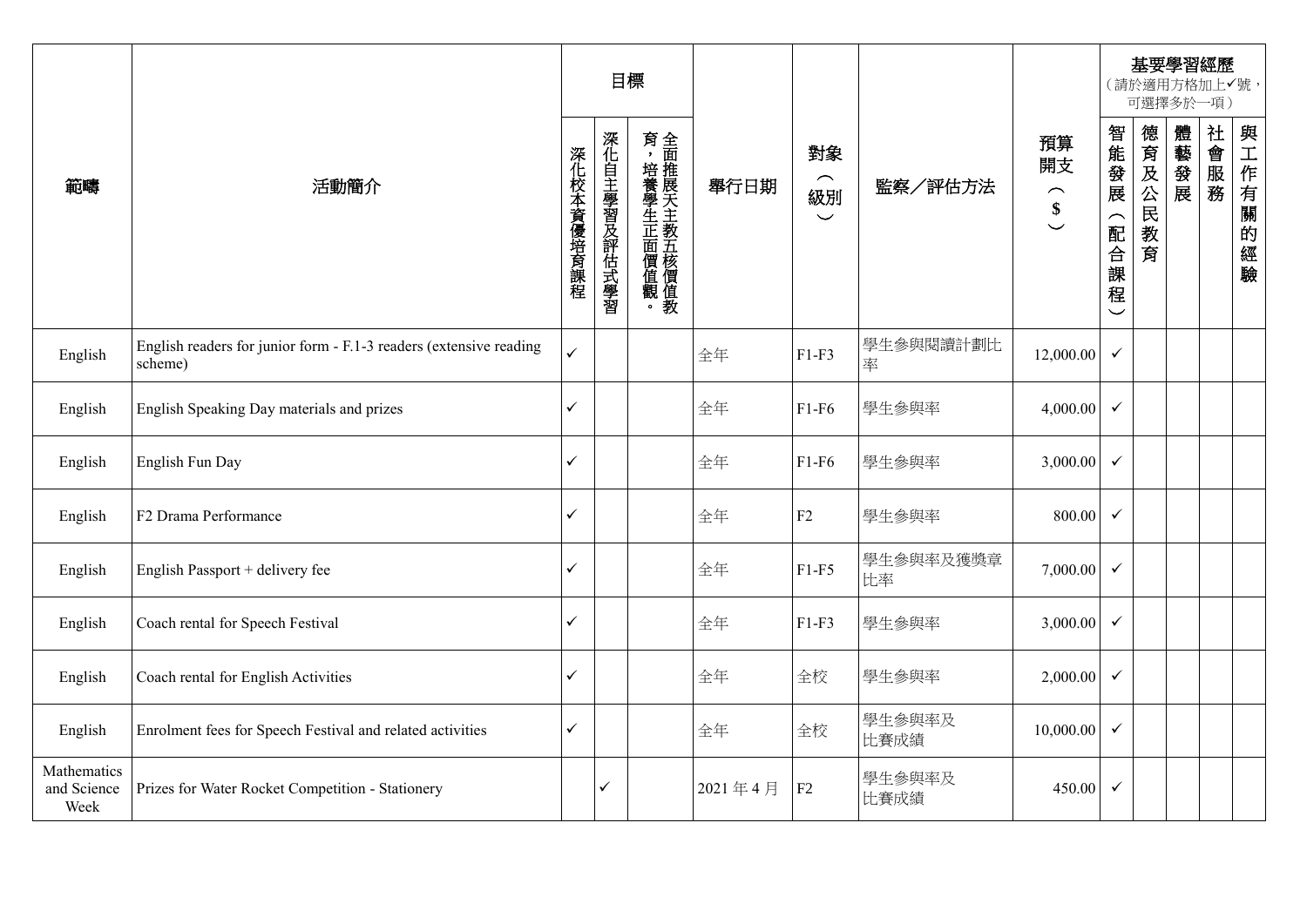| 範疇 | 活動簡介 | 目標 | | | 舉行日期 | 對象（級別） | 監察／評估方法 | 預算開支（$） | 基要學習經歷（請於適用方格加上✓號，可選擇多於一項） | | | | |
|---|---|---|---|---|---|---|---|---|---|---|---|---|---|
| | | 深化校本資優培育課程 | 深化自主學習及評估式學習 | 全面推展天主教五核價值教育，培養學生正面價值觀。 | | | | | 智能發展（配合課程） | 德育及公民教育 | 體藝發展 | 社會服務 | 與工作有關的經驗 |
| English | English readers for junior form - F.1-3 readers (extensive reading scheme) | ✓ | | | 全年 | F1-F3 | 學生參與閱讀計劃比率 | 12,000.00 | ✓ | | | | |
| English | English Speaking Day materials and prizes | ✓ | | | 全年 | F1-F6 | 學生參與率 | 4,000.00 | ✓ | | | | |
| English | English Fun Day | ✓ | | | 全年 | F1-F6 | 學生參與率 | 3,000.00 | ✓ | | | | |
| English | F2 Drama Performance | ✓ | | | 全年 | F2 | 學生參與率 | 800.00 | ✓ | | | | |
| English | English Passport + delivery fee | ✓ | | | 全年 | F1-F5 | 學生參與率及獲獎章比率 | 7,000.00 | ✓ | | | | |
| English | Coach rental for Speech Festival | ✓ | | | 全年 | F1-F3 | 學生參與率 | 3,000.00 | ✓ | | | | |
| English | Coach rental for English Activities | ✓ | | | 全年 | 全校 | 學生參與率 | 2,000.00 | ✓ | | | | |
| English | Enrolment fees for Speech Festival and related activities | ✓ | | | 全年 | 全校 | 學生參與率及比賽成績 | 10,000.00 | ✓ | | | | |
| Mathematics and Science Week | Prizes for Water Rocket Competition - Stationery | | ✓ | | 2021 年 4 月 | F2 | 學生參與率及比賽成績 | 450.00 | ✓ | | | | |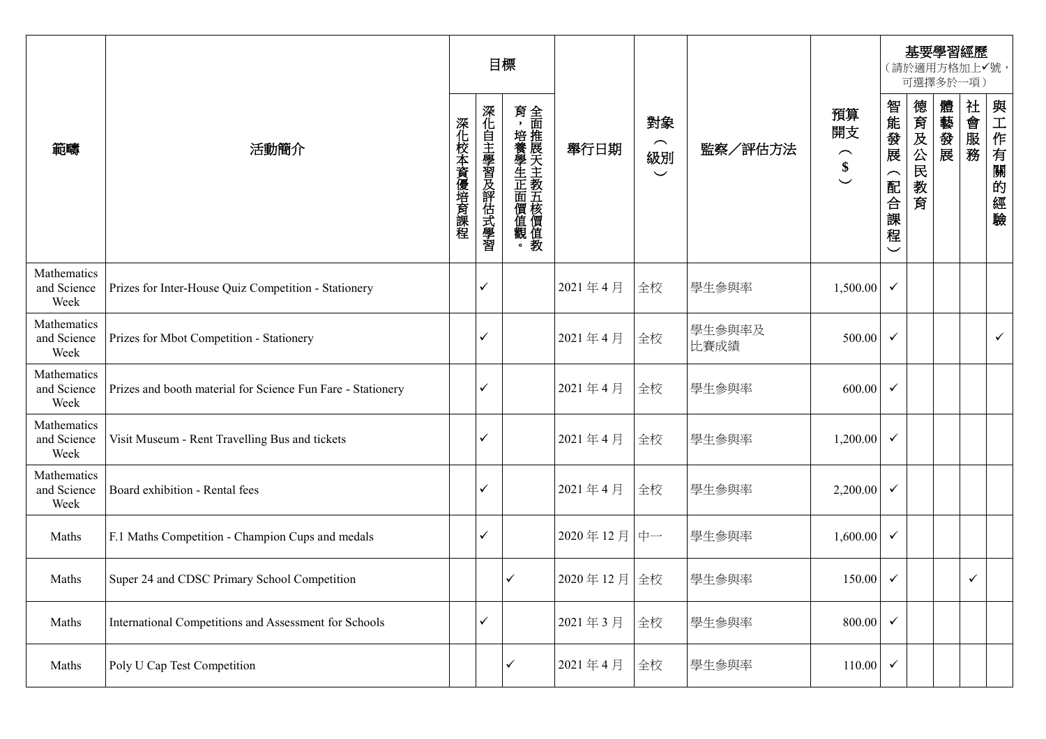| 範疇 | 活動簡介 | 目標 | | | 舉行日期 | 對象（級別） | 監察／評估方法 | 預算開支（$） | 基要學習經歷（請於適用方格加上✓號，可選擇多於一項） | | | | |
|---|---|---|---|---|---|---|---|---|---|---|---|---|---|
| | | 深化校本資優培育課程 | 深化自主學習及評估式學習 | 全面推展天主教五核價值教育，培養學生正面價值觀。 | | | | | 智能發展（配合課程） | 德育及公民教育 | 體藝發展 | 社會服務 | 與工作有關的經驗 |
| Mathematics and Science Week | Prizes for Inter-House Quiz Competition - Stationery | | ✓ | | 2021 年 4 月 | 全校 | 學生參與率 | 1,500.00 | ✓ | | | | |
| Mathematics and Science Week | Prizes for Mbot Competition - Stationery | | ✓ | | 2021 年 4 月 | 全校 | 學生參與率及比賽成績 | 500.00 | ✓ | | | | ✓ |
| Mathematics and Science Week | Prizes and booth material for Science Fun Fare - Stationery | | ✓ | | 2021 年 4 月 | 全校 | 學生參與率 | 600.00 | ✓ | | | | |
| Mathematics and Science Week | Visit Museum - Rent Travelling Bus and tickets | | ✓ | | 2021 年 4 月 | 全校 | 學生參與率 | 1,200.00 | ✓ | | | | |
| Mathematics and Science Week | Board exhibition - Rental fees | | ✓ | | 2021 年 4 月 | 全校 | 學生參與率 | 2,200.00 | ✓ | | | | |
| Maths | F.1 Maths Competition - Champion Cups and medals | | ✓ | | 2020 年 12 月 | 中一 | 學生參與率 | 1,600.00 | ✓ | | | | |
| Maths | Super 24 and CDSC Primary School Competition | | | ✓ | 2020 年 12 月 | 全校 | 學生參與率 | 150.00 | ✓ | | | ✓ | |
| Maths | International Competitions and Assessment for Schools | | ✓ | | 2021 年 3 月 | 全校 | 學生參與率 | 800.00 | ✓ | | | | |
| Maths | Poly U Cap Test Competition | | | ✓ | 2021 年 4 月 | 全校 | 學生參與率 | 110.00 | ✓ | | | | |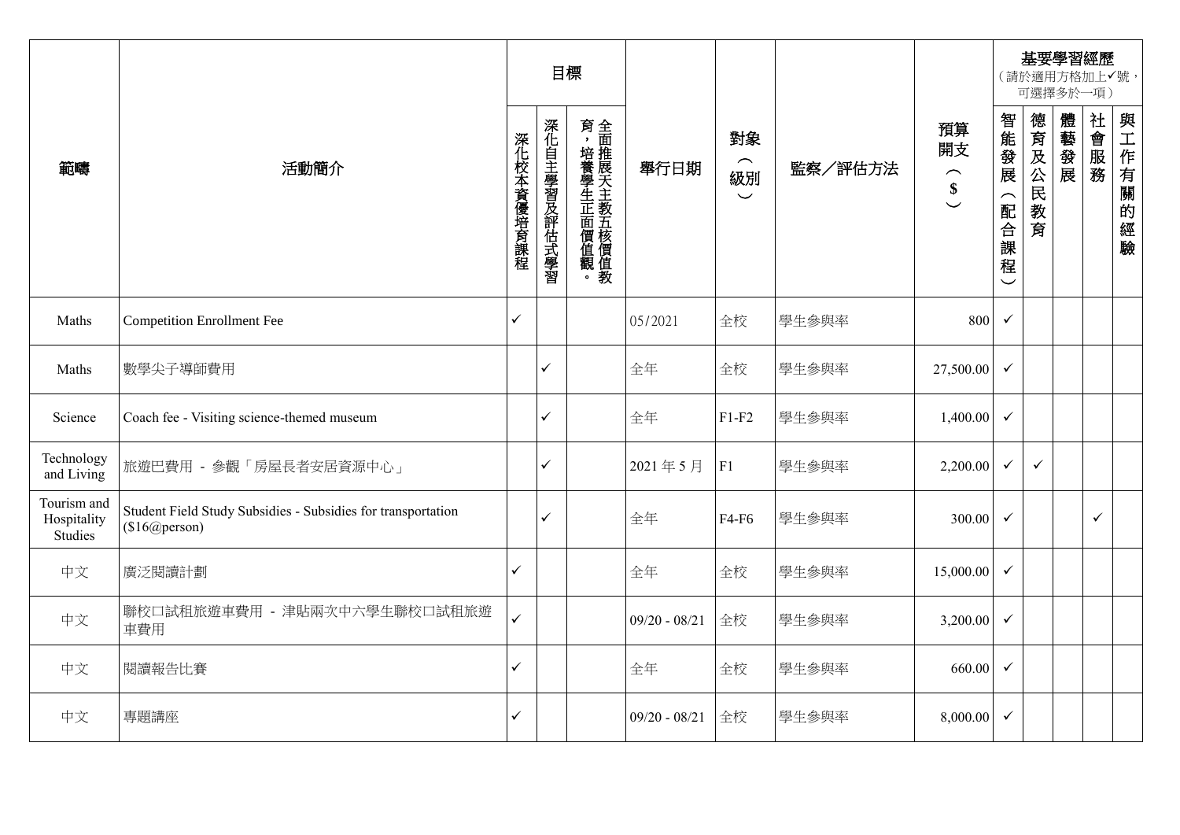| 範疇 | 活動簡介 | 目標 | | | 舉行日期 | 對象（級別） | 監察／評估方法 | 預算開支（$） | 基要學習經歷（請於適用方格加上✓號，可選擇多於一項） | | | | |
|---|---|---|---|---|---|---|---|---|---|---|---|---|---|
| | | 深化校本資優培育課程 | 深化自主學習及評估式學習 | 全面推展天主教五核價值教育，培養學生正面價值觀。 | | | | | 智能發展（配合課程） | 德育及公民教育 | 體藝發展 | 社會服務 | 與工作有關的經驗 |
| Maths | Competition Enrollment Fee | ✓ | | | 05/2021 | 全校 | 學生參與率 | 800 | ✓ | | | | |
| Maths | 數學尖子導師費用 | | ✓ | | 全年 | 全校 | 學生參與率 | 27,500.00 | ✓ | | | | |
| Science | Coach fee - Visiting science-themed museum | | ✓ | | 全年 | F1-F2 | 學生參與率 | 1,400.00 | ✓ | | | | |
| Technology and Living | 旅遊巴費用 - 參觀「房屋長者安居資源中心」 | | ✓ | | 2021 年 5 月 | F1 | 學生參與率 | 2,200.00 | ✓ | ✓ | | | |
| Tourism and Hospitality Studies | Student Field Study Subsidies - Subsidies for transportation ($16@person) | | ✓ | | 全年 | F4-F6 | 學生參與率 | 300.00 | ✓ | | | ✓ | |
| 中文 | 廣泛閱讀計劃 | ✓ | | | 全年 | 全校 | 學生參與率 | 15,000.00 | ✓ | | | | |
| 中文 | 聯校口試租旅遊車費用 - 津貼兩次中六學生聯校口試租旅遊車費用 | ✓ | | | 09/20 - 08/21 | 全校 | 學生參與率 | 3,200.00 | ✓ | | | | |
| 中文 | 閱讀報告比賽 | ✓ | | | 全年 | 全校 | 學生參與率 | 660.00 | ✓ | | | | |
| 中文 | 專題講座 | ✓ | | | 09/20 - 08/21 | 全校 | 學生參與率 | 8,000.00 | ✓ | | | | |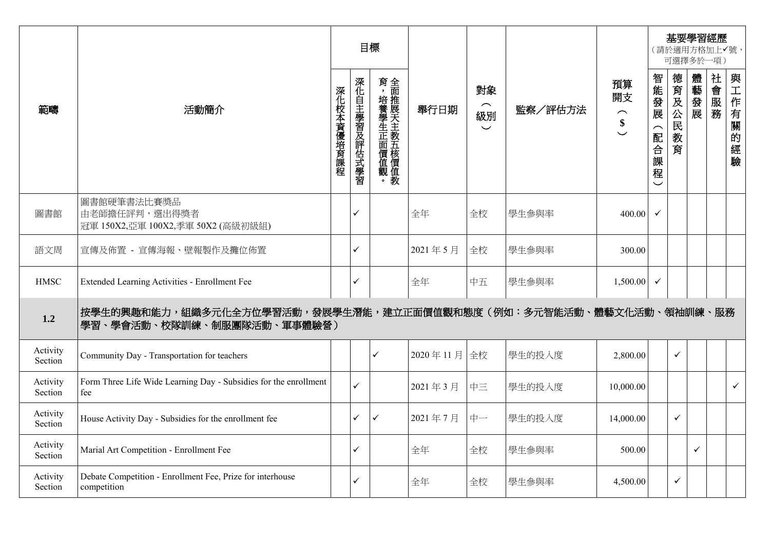| 範疇 | 活動簡介 | 目標 | | | 舉行日期 | 對象（級別） | 監察／評估方法 | 預算開支（$） | 基要學習經歷（請於適用方格加上✓號，可選擇多於一項） | | | | |
|---|---|---|---|---|---|---|---|---|---|---|---|---|---|
| | | 深化校本資優培育課程 | 深化自主學習及評估式學習 | 全面推展天主教五核價值教育，培養學生正面價值觀。 | | | | | 智能發展（配合課程） | 德育及公民教育 | 體藝發展 | 社會服務 | 與工作有關的經驗 |
| 圖書館 | 圖書館硬筆書法比賽獎品<br>由老師擔任評判，選出得獎者<br>冠軍 150X2,亞軍 100X2,季軍 50X2 (高級初級組) | | ✓ | | 全年 | 全校 | 學生參與率 | 400.00 | ✓ | | | | |
| 語文周 | 宣傳及佈置 - 宣傳海報、壁報製作及攤位佈置 | | ✓ | | 2021 年 5 月 | 全校 | 學生參與率 | 300.00 | | | | | |
| HMSC | Extended Learning Activities - Enrollment Fee | | ✓ | | 全年 | 中五 | 學生參與率 | 1,500.00 | ✓ | | | | |
| **1.2** | **按學生的興趣和能力，組織多元化全方位學習活動，發展學生潛能，建立正面價值觀和態度（例如：多元智能活動、體藝文化活動、領袖訓練、服務學習、學會活動、校隊訓練、制服團隊活動、軍事體驗營）** | | | | | | | | | | | | |
| Activity Section | Community Day - Transportation for teachers | | | ✓ | 2020 年 11 月 | 全校 | 學生的投入度 | 2,800.00 | | ✓ | | | |
| Activity Section | Form Three Life Wide Learning Day - Subsidies for the enrollment fee | | ✓ | | 2021 年 3 月 | 中三 | 學生的投入度 | 10,000.00 | | | | | ✓ |
| Activity Section | House Activity Day - Subsidies for the enrollment fee | | ✓ | ✓ | 2021 年 7 月 | 中一 | 學生的投入度 | 14,000.00 | | ✓ | | | |
| Activity Section | Marial Art Competition - Enrollment Fee | | ✓ | | 全年 | 全校 | 學生參與率 | 500.00 | | | ✓ | | |
| Activity Section | Debate Competition - Enrollment Fee, Prize for interhouse competition | | ✓ | | 全年 | 全校 | 學生參與率 | 4,500.00 | | ✓ | | | |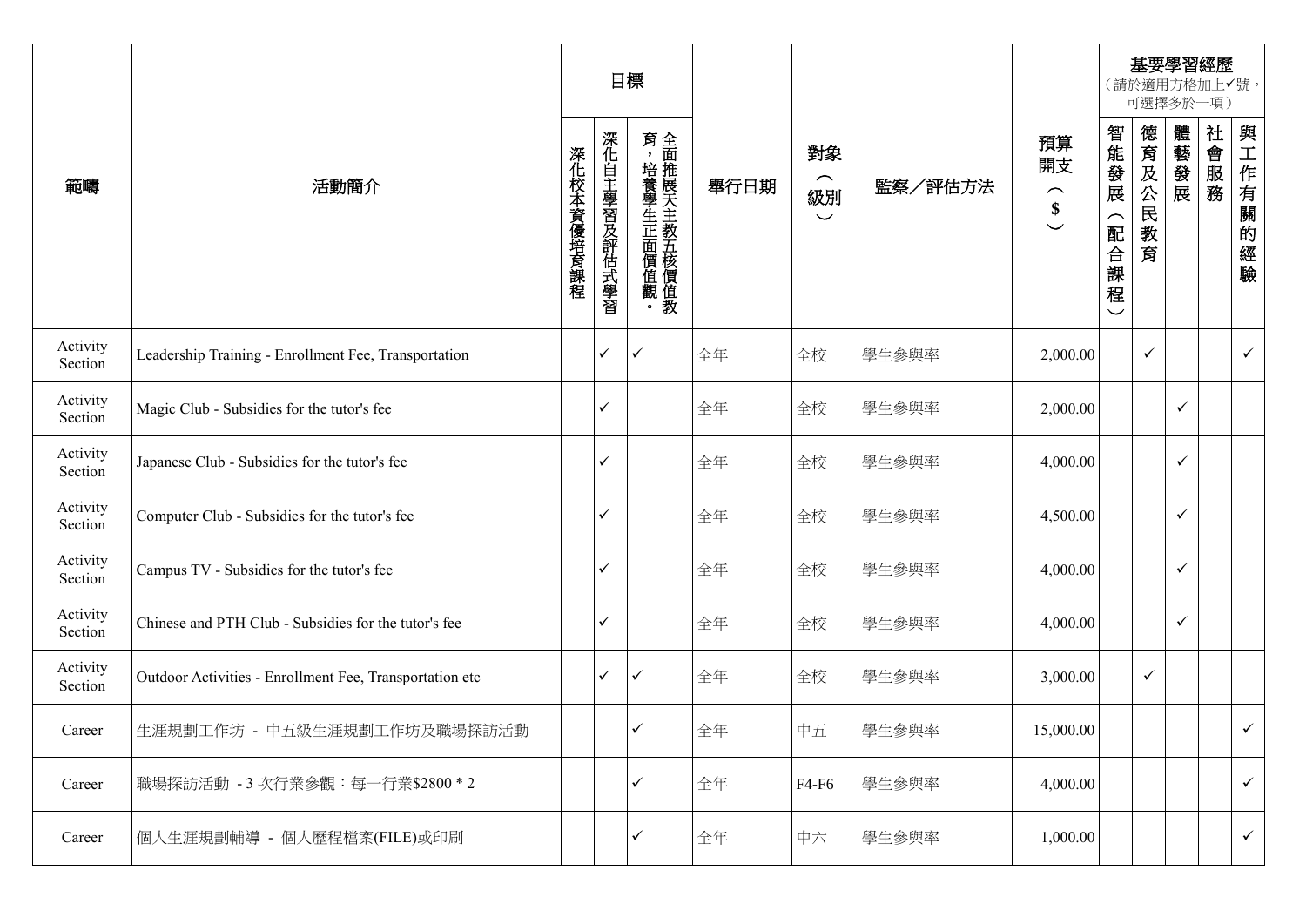| 範疇 | 活動簡介 | 目標 | | | 舉行日期 | 對象（級別） | 監察／評估方法 | 預算開支（$） | 基要學習經歷（請於適用方格加上✓號，可選擇多於一項） | | | | |
|---|---|---|---|---|---|---|---|---|---|---|---|---|---|
| | | 深化校本資優培育課程 | 深化自主學習及評估式學習 | 全面推展天主教五核價值教育，培養學生正面價值觀。 | | | | | 智能發展（配合課程） | 德育及公民教育 | 體藝發展 | 社會服務 | 與工作有關的經驗 |
| Activity Section | Leadership Training - Enrollment Fee, Transportation | | ✓ | ✓ | 全年 | 全校 | 學生參與率 | 2,000.00 | | ✓ | | | ✓ |
| Activity Section | Magic Club - Subsidies for the tutor's fee | | ✓ | | 全年 | 全校 | 學生參與率 | 2,000.00 | | | ✓ | | |
| Activity Section | Japanese Club - Subsidies for the tutor's fee | | ✓ | | 全年 | 全校 | 學生參與率 | 4,000.00 | | | ✓ | | |
| Activity Section | Computer Club - Subsidies for the tutor's fee | | ✓ | | 全年 | 全校 | 學生參與率 | 4,500.00 | | | ✓ | | |
| Activity Section | Campus TV - Subsidies for the tutor's fee | | ✓ | | 全年 | 全校 | 學生參與率 | 4,000.00 | | | ✓ | | |
| Activity Section | Chinese and PTH Club - Subsidies for the tutor's fee | | ✓ | | 全年 | 全校 | 學生參與率 | 4,000.00 | | | ✓ | | |
| Activity Section | Outdoor Activities - Enrollment Fee, Transportation etc | | ✓ | ✓ | 全年 | 全校 | 學生參與率 | 3,000.00 | | ✓ | | | |
| Career | 生涯規劃工作坊 - 中五級生涯規劃工作坊及職場探訪活動 | | | ✓ | 全年 | 中五 | 學生參與率 | 15,000.00 | | | | | ✓ |
| Career | 職場探訪活動 - 3 次行業參觀：每一行業$2800 * 2 | | | ✓ | 全年 | F4-F6 | 學生參與率 | 4,000.00 | | | | | ✓ |
| Career | 個人生涯規劃輔導 - 個人歷程檔案(FILE)或印刷 | | | ✓ | 全年 | 中六 | 學生參與率 | 1,000.00 | | | | | ✓ |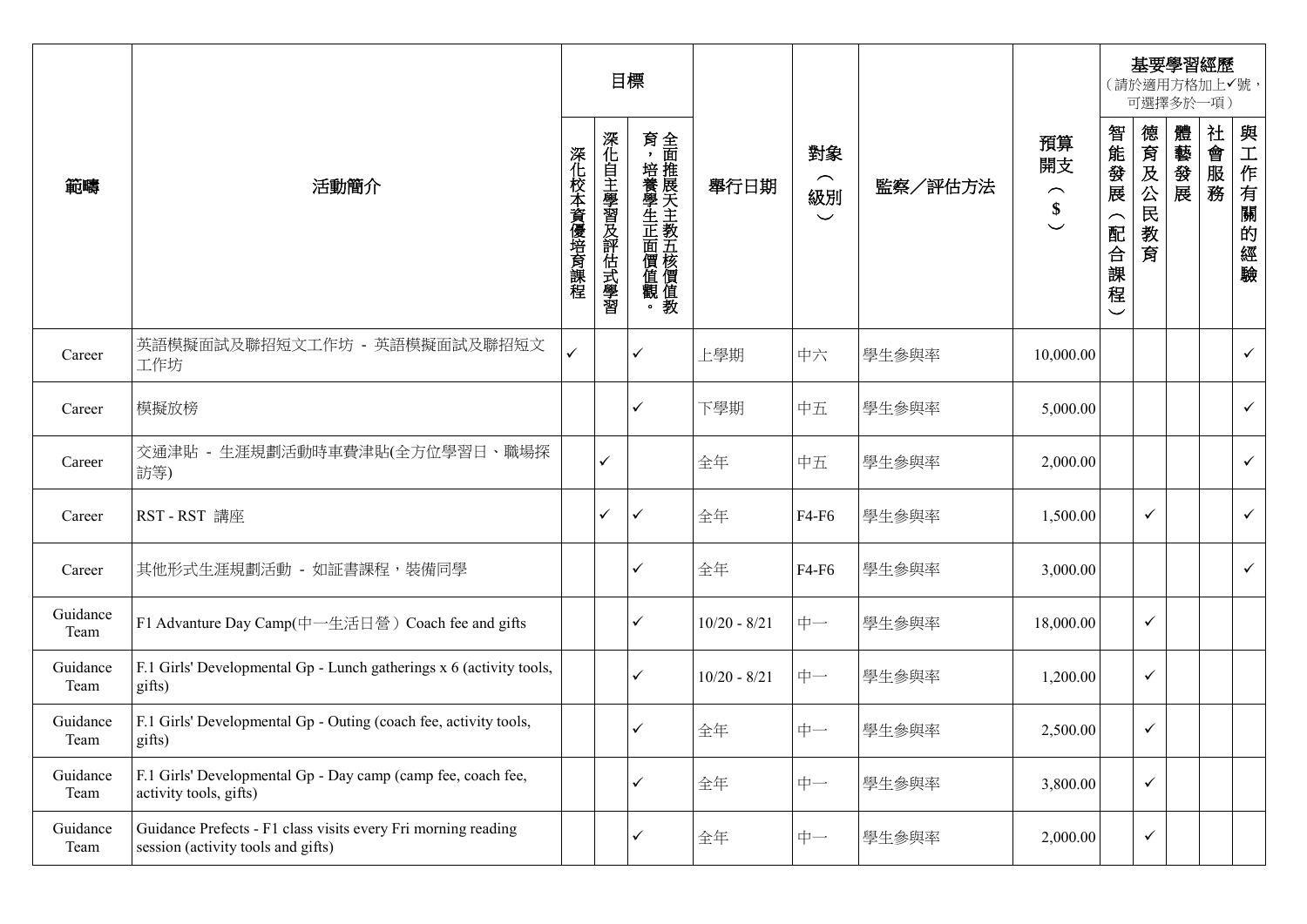| 範疇 | 活動簡介 | 目標 | | | 舉行日期 | 對象（級別） | 監察／評估方法 | 預算開支（$） | 基要學習經歷（請於適用方格加上✓號，可選擇多於一項） | | | | |
|---|---|---|---|---|---|---|---|---|---|---|---|---|---|
| | | 深化校本資優培育課程 | 深化自主學習及評估式學習 | 全面推展天主教五核價值教育，培養學生正面價值觀。 | | | | | 智能發展（配合課程） | 德育及公民教育 | 體藝發展 | 社會服務 | 與工作有關的經驗 |
| Career | 英語模擬面試及聯招短文工作坊 - 英語模擬面試及聯招短文工作坊 | ✓ | | ✓ | 上學期 | 中六 | 學生參與率 | 10,000.00 | | | | | ✓ |
| Career | 模擬放榜 | | | ✓ | 下學期 | 中五 | 學生參與率 | 5,000.00 | | | | | ✓ |
| Career | 交通津貼 - 生涯規劃活動時車費津貼(全方位學習日、職場探訪等) | | ✓ | | 全年 | 中五 | 學生參與率 | 2,000.00 | | | | | ✓ |
| Career | RST - RST 講座 | | ✓ | ✓ | 全年 | F4-F6 | 學生參與率 | 1,500.00 | | ✓ | | | ✓ |
| Career | 其他形式生涯規劃活動 - 如証書課程，裝備同學 | | | ✓ | 全年 | F4-F6 | 學生參與率 | 3,000.00 | | | | | ✓ |
| Guidance Team | F1 Advanture Day Camp(中一生活日營）Coach fee and gifts | | | ✓ | 10/20 - 8/21 | 中一 | 學生參與率 | 18,000.00 | | ✓ | | | |
| Guidance Team | F.1 Girls' Developmental Gp - Lunch gatherings x 6 (activity tools, gifts) | | | ✓ | 10/20 - 8/21 | 中一 | 學生參與率 | 1,200.00 | | ✓ | | | |
| Guidance Team | F.1 Girls' Developmental Gp - Outing (coach fee, activity tools, gifts) | | | ✓ | 全年 | 中一 | 學生參與率 | 2,500.00 | | ✓ | | | |
| Guidance Team | F.1 Girls' Developmental Gp - Day camp (camp fee, coach fee, activity tools, gifts) | | | ✓ | 全年 | 中一 | 學生參與率 | 3,800.00 | | ✓ | | | |
| Guidance Team | Guidance Prefects - F1 class visits every Fri morning reading session (activity tools and gifts) | | | ✓ | 全年 | 中一 | 學生參與率 | 2,000.00 | | ✓ | | | |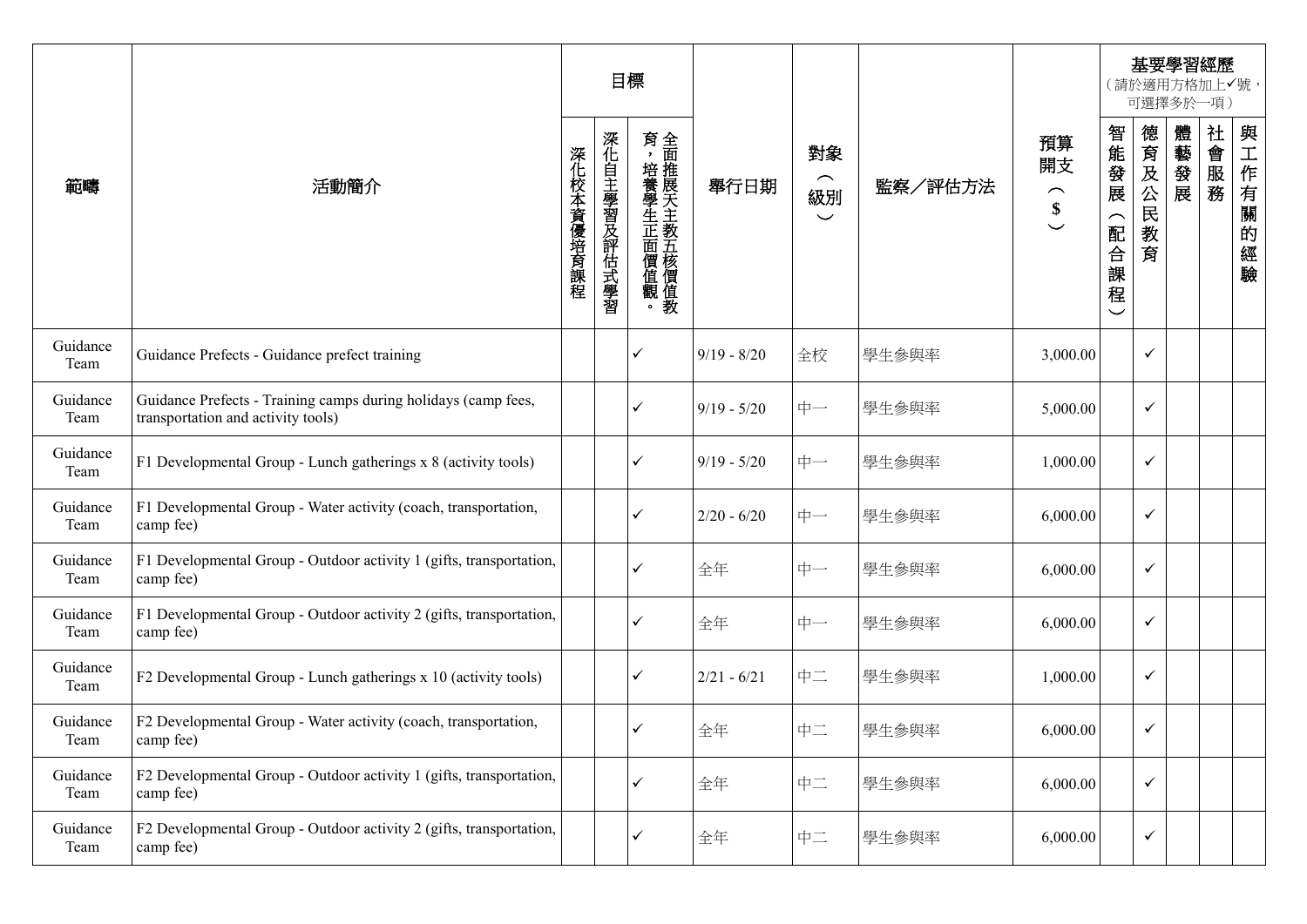| 範疇 | 活動簡介 | 目標 | | | 舉行日期 | 對象（級別） | 監察／評估方法 | 預算開支（$） | 基要學習經歷（請於適用方格加上✓號，可選擇多於一項） | | | | |
|---|---|---|---|---|---|---|---|---|---|---|---|---|---|
| | | 深化校本資優培育課程 | 深化自主學習及評估式學習 | 全面推展天主教五核價值教育，培養學生正面價值觀。 | | | | | 智能發展（配合課程） | 德育及公民教育 | 體藝發展 | 社會服務 | 與工作有關的經驗 |
| Guidance Team | Guidance Prefects - Guidance prefect training | | | ✓ | 9/19 - 8/20 | 全校 | 學生參與率 | 3,000.00 | | ✓ | | | |
| Guidance Team | Guidance Prefects - Training camps during holidays (camp fees, transportation and activity tools) | | | ✓ | 9/19 - 5/20 | 中一 | 學生參與率 | 5,000.00 | | ✓ | | | |
| Guidance Team | F1 Developmental Group - Lunch gatherings x 8 (activity tools) | | | ✓ | 9/19 - 5/20 | 中一 | 學生參與率 | 1,000.00 | | ✓ | | | |
| Guidance Team | F1 Developmental Group - Water activity (coach, transportation, camp fee) | | | ✓ | 2/20 - 6/20 | 中一 | 學生參與率 | 6,000.00 | | ✓ | | | |
| Guidance Team | F1 Developmental Group - Outdoor activity 1 (gifts, transportation, camp fee) | | | ✓ | 全年 | 中一 | 學生參與率 | 6,000.00 | | ✓ | | | |
| Guidance Team | F1 Developmental Group - Outdoor activity 2 (gifts, transportation, camp fee) | | | ✓ | 全年 | 中一 | 學生參與率 | 6,000.00 | | ✓ | | | |
| Guidance Team | F2 Developmental Group - Lunch gatherings x 10 (activity tools) | | | ✓ | 2/21 - 6/21 | 中二 | 學生參與率 | 1,000.00 | | ✓ | | | |
| Guidance Team | F2 Developmental Group - Water activity (coach, transportation, camp fee) | | | ✓ | 全年 | 中二 | 學生參與率 | 6,000.00 | | ✓ | | | |
| Guidance Team | F2 Developmental Group - Outdoor activity 1 (gifts, transportation, camp fee) | | | ✓ | 全年 | 中二 | 學生參與率 | 6,000.00 | | ✓ | | | |
| Guidance Team | F2 Developmental Group - Outdoor activity 2 (gifts, transportation, camp fee) | | | ✓ | 全年 | 中二 | 學生參與率 | 6,000.00 | | ✓ | | | |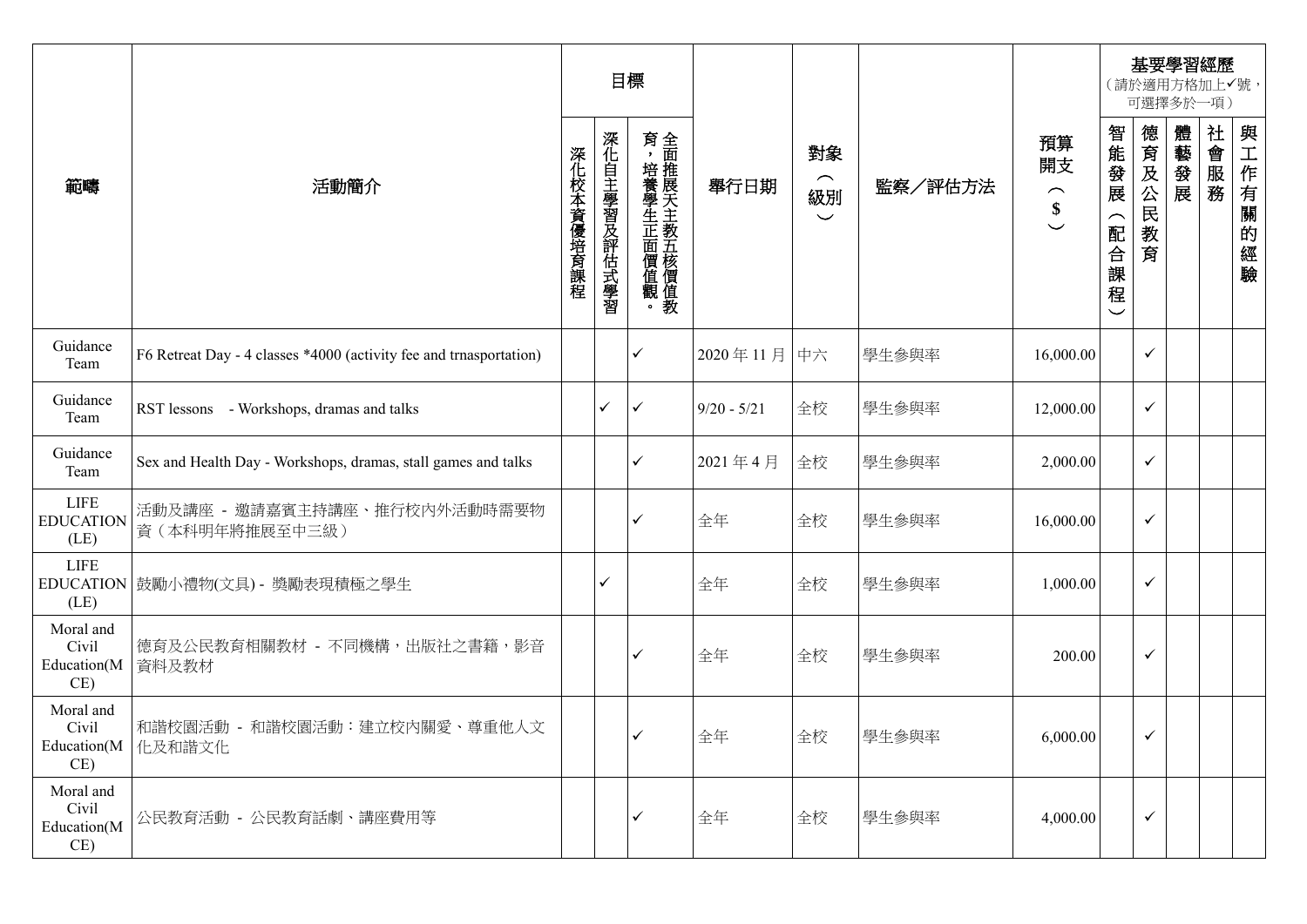| 範疇 | 活動簡介 | 目標 | | | 舉行日期 | 對象（級別） | 監察／評估方法 | 預算開支（$） | 基要學習經歷（請於適用方格加上✓號，可選擇多於一項） | | | | |
|---|---|---|---|---|---|---|---|---|---|---|---|---|---|
| | | 深化校本資優培育課程 | 深化自主學習及評估式學習 | 全面推展天主教五核價值教育，培養學生正面價值觀。 | | | | | 智能發展（配合課程） | 德育及公民教育 | 體藝發展 | 社會服務 | 與工作有關的經驗 |
| Guidance Team | F6 Retreat Day - 4 classes *4000 (activity fee and trnasportation) | | | ✓ | 2020 年 11 月 | 中六 | 學生參與率 | 16,000.00 | | ✓ | | | |
| Guidance Team | RST lessons - Workshops, dramas and talks | | ✓ | ✓ | 9/20 - 5/21 | 全校 | 學生參與率 | 12,000.00 | | ✓ | | | |
| Guidance Team | Sex and Health Day - Workshops, dramas, stall games and talks | | | ✓ | 2021 年 4 月 | 全校 | 學生參與率 | 2,000.00 | | ✓ | | | |
| LIFE EDUCATION (LE) | 活動及講座 - 邀請嘉賓主持講座、推行校內外活動時需要物資（本科明年將推展至中三級） | | | ✓ | 全年 | 全校 | 學生參與率 | 16,000.00 | | ✓ | | | |
| LIFE EDUCATION (LE) | 鼓勵小禮物(文具) - 獎勵表現積極之學生 | | ✓ | | 全年 | 全校 | 學生參與率 | 1,000.00 | | ✓ | | | |
| Moral and Civil Education(MCE) | 德育及公民教育相關教材 - 不同機構，出版社之書籍，影音資料及教材 | | | ✓ | 全年 | 全校 | 學生參與率 | 200.00 | | ✓ | | | |
| Moral and Civil Education(MCE) | 和諧校園活動 - 和諧校園活動：建立校內關愛、尊重他人文化及和諧文化 | | | ✓ | 全年 | 全校 | 學生參與率 | 6,000.00 | | ✓ | | | |
| Moral and Civil Education(MCE) | 公民教育活動 - 公民教育話劇、講座費用等 | | | ✓ | 全年 | 全校 | 學生參與率 | 4,000.00 | | ✓ | | | |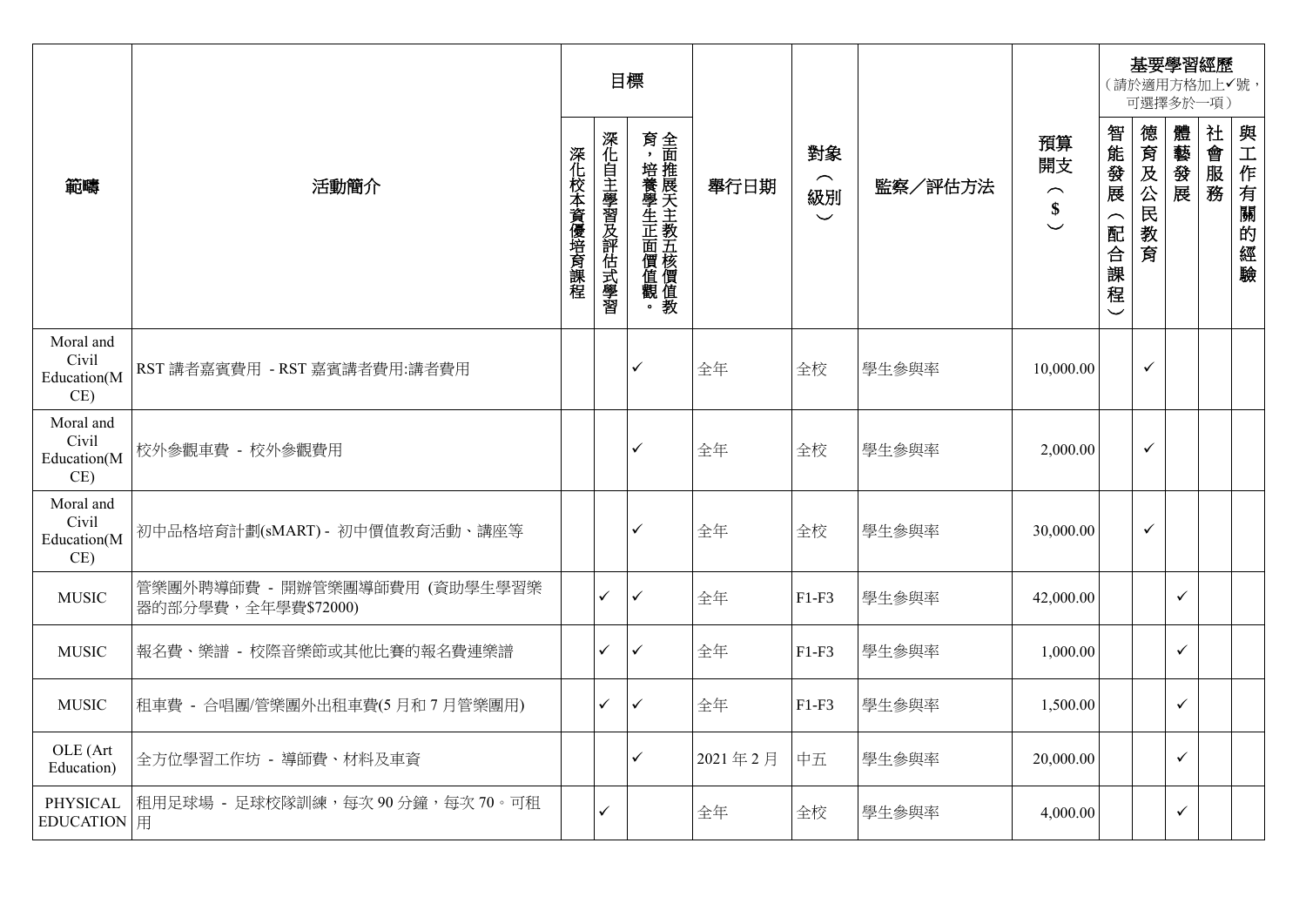| 範疇 | 活動簡介 | 目標 | | | 舉行日期 | 對象（級別） | 監察／評估方法 | 預算開支（$） | 基要學習經歷（請於適用方格加上✓號，可選擇多於一項） | | | | |
|---|---|---|---|---|---|---|---|---|---|---|---|---|---|
| | | 深化校本資優培育課程 | 深化自主學習及評估式學習 | 全面推展天主教五核價值教育，培養學生正面價值觀。 | | | | | 智能發展（配合課程） | 德育及公民教育 | 體藝發展 | 社會服務 | 與工作有關的經驗 |
| Moral and Civil Education(MCE) | RST 講者嘉賓費用 - RST 嘉賓講者費用:講者費用 | | | ✓ | 全年 | 全校 | 學生參與率 | 10,000.00 | | ✓ | | | |
| Moral and Civil Education(MCE) | 校外參觀車費 - 校外參觀費用 | | | ✓ | 全年 | 全校 | 學生參與率 | 2,000.00 | | ✓ | | | |
| Moral and Civil Education(MCE) | 初中品格培育計劃(sMART) - 初中價值教育活動、講座等 | | | ✓ | 全年 | 全校 | 學生參與率 | 30,000.00 | | ✓ | | | |
| MUSIC | 管樂團外聘導師費 - 開辦管樂團導師費用 (資助學生學習樂器的部分學費，全年學費$72000) | | ✓ | ✓ | 全年 | F1-F3 | 學生參與率 | 42,000.00 | | | ✓ | | |
| MUSIC | 報名費、樂譜 - 校際音樂節或其他比賽的報名費連樂譜 | | ✓ | ✓ | 全年 | F1-F3 | 學生參與率 | 1,000.00 | | | ✓ | | |
| MUSIC | 租車費 - 合唱團/管樂團外出租車費(5 月和 7 月管樂團用) | | ✓ | ✓ | 全年 | F1-F3 | 學生參與率 | 1,500.00 | | | ✓ | | |
| OLE (Art Education) | 全方位學習工作坊 - 導師費、材料及車資 | | | ✓ | 2021 年 2 月 | 中五 | 學生參與率 | 20,000.00 | | | ✓ | | |
| PHYSICAL EDUCATION | 租用足球場 - 足球校隊訓練，每次 90 分鐘，每次 70。可租用 | | ✓ | | 全年 | 全校 | 學生參與率 | 4,000.00 | | | ✓ | | |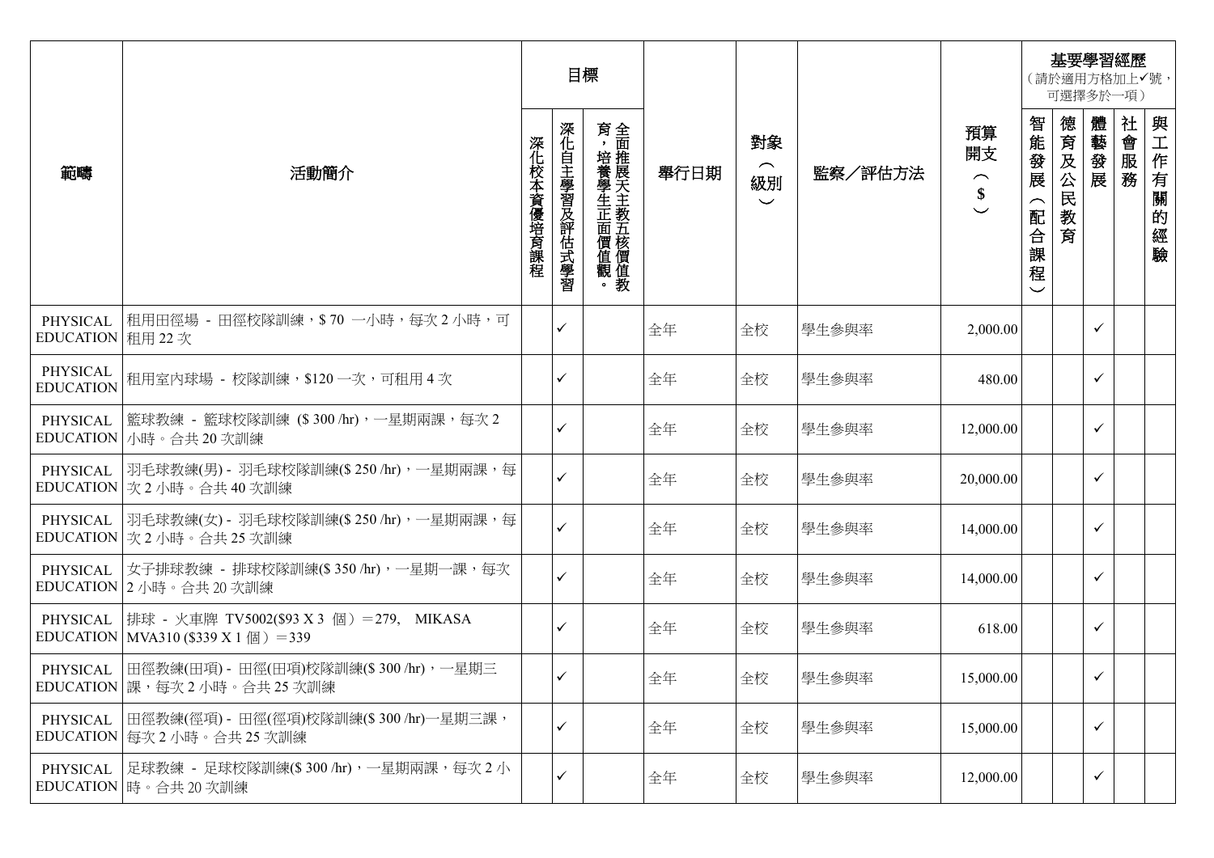| 範疇 | 活動簡介 | 目標 | | | 舉行日期 | 對象（級別） | 監察／評估方法 | 預算開支（$） | 基要學習經歷（請於適用方格加上✓號，可選擇多於一項） | | | | |
|---|---|---|---|---|---|---|---|---|---|---|---|---|---|
| | | 深化校本資優培育課程 | 深化自主學習及評估式學習 | 全面推展天主教五核價值教育，培養學生正面價值觀。 | | | | | 智能發展（配合課程） | 德育及公民教育 | 體藝發展 | 社會服務 | 與工作有關的經驗 |
| PHYSICAL EDUCATION | 租用田徑場 - 田徑校隊訓練，$ 70 一小時，每次 2 小時，可租用 22 次 | | ✓ | | 全年 | 全校 | 學生參與率 | 2,000.00 | | | ✓ | | |
| PHYSICAL EDUCATION | 租用室內球場 - 校隊訓練，$120 一次，可租用 4 次 | | ✓ | | 全年 | 全校 | 學生參與率 | 480.00 | | | ✓ | | |
| PHYSICAL EDUCATION | 籃球教練 - 籃球校隊訓練 ($ 300 /hr)，一星期兩課，每次 2 小時。合共 20 次訓練 | | ✓ | | 全年 | 全校 | 學生參與率 | 12,000.00 | | | ✓ | | |
| PHYSICAL EDUCATION | 羽毛球教練(男) - 羽毛球校隊訓練($ 250 /hr)，一星期兩課，每次 2 小時。合共 40 次訓練 | | ✓ | | 全年 | 全校 | 學生參與率 | 20,000.00 | | | ✓ | | |
| PHYSICAL EDUCATION | 羽毛球教練(女) - 羽毛球校隊訓練($ 250 /hr)，一星期兩課，每次 2 小時。合共 25 次訓練 | | ✓ | | 全年 | 全校 | 學生參與率 | 14,000.00 | | | ✓ | | |
| PHYSICAL EDUCATION | 女子排球教練 - 排球校隊訓練($ 350 /hr)，一星期一課，每次 2 小時。合共 20 次訓練 | | ✓ | | 全年 | 全校 | 學生參與率 | 14,000.00 | | | ✓ | | |
| PHYSICAL EDUCATION | 排球 - 火車牌 TV5002($93 X 3 個）=279, MIKASA MVA310 ($339 X 1 個）=339 | | ✓ | | 全年 | 全校 | 學生參與率 | 618.00 | | | ✓ | | |
| PHYSICAL EDUCATION | 田徑教練(田項) - 田徑(田項)校隊訓練($ 300 /hr)，一星期三課，每次 2 小時。合共 25 次訓練 | | ✓ | | 全年 | 全校 | 學生參與率 | 15,000.00 | | | ✓ | | |
| PHYSICAL EDUCATION | 田徑教練(徑項) - 田徑(徑項)校隊訓練($ 300 /hr)一星期三課，每次 2 小時。合共 25 次訓練 | | ✓ | | 全年 | 全校 | 學生參與率 | 15,000.00 | | | ✓ | | |
| PHYSICAL EDUCATION | 足球教練 - 足球校隊訓練($ 300 /hr)，一星期兩課，每次 2 小時。合共 20 次訓練 | | ✓ | | 全年 | 全校 | 學生參與率 | 12,000.00 | | | ✓ | | |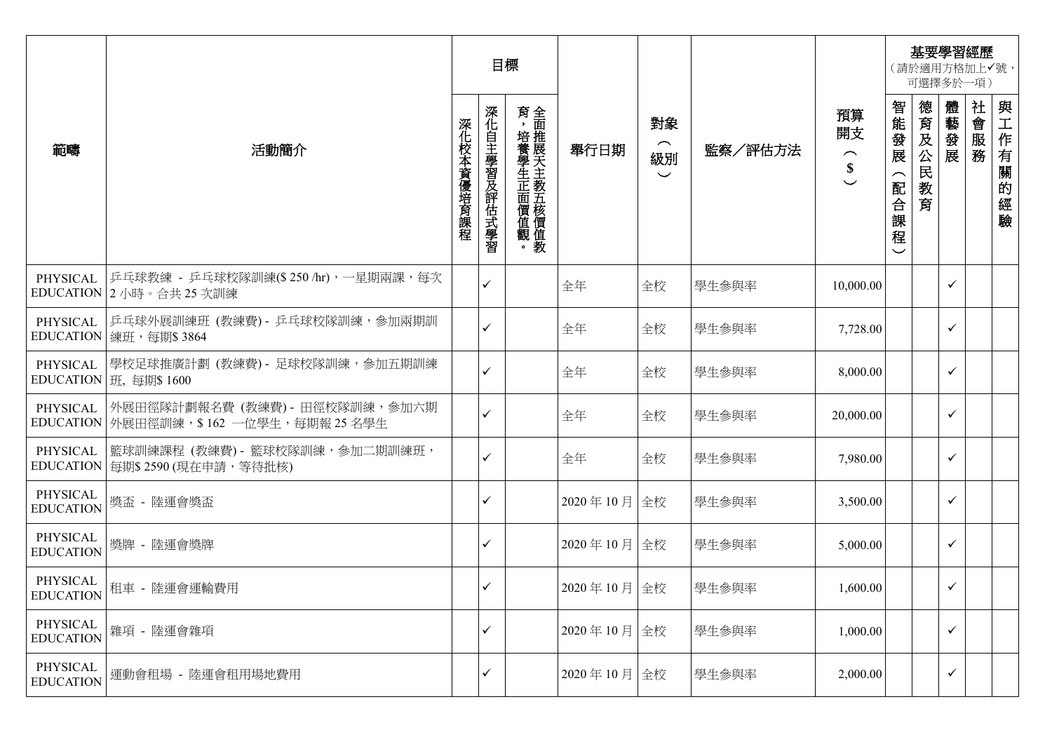| 範疇 | 活動簡介 | 目標 | | | 舉行日期 | 對象（級別） | 監察／評估方法 | 預算開支（$） | 基要學習經歷（請於適用方格加上✓號，可選擇多於一項） | | | | |
|---|---|---|---|---|---|---|---|---|---|---|---|---|---|
| | | 深化校本資優培育課程 | 深化自主學習及評估式學習 | 全面推展天主教五核價值教育，培養學生正面價值觀。 | | | | | 智能發展（配合課程） | 德育及公民教育 | 體藝發展 | 社會服務 | 與工作有關的經驗 |
| PHYSICAL EDUCATION | 乒乓球教練 - 乒乓球校隊訓練($ 250 /hr)，一星期兩課，每次2 小時。合共 25 次訓練 | | ✓ | | 全年 | 全校 | 學生參與率 | 10,000.00 | | | ✓ | | |
| PHYSICAL EDUCATION | 乒乓球外展訓練班 (教練費) - 乒乓球校隊訓練，參加兩期訓練班，每期$ 3864 | | ✓ | | 全年 | 全校 | 學生參與率 | 7,728.00 | | | ✓ | | |
| PHYSICAL EDUCATION | 學校足球推廣計劃 (教練費) - 足球校隊訓練，參加五期訓練班, 每期$ 1600 | | ✓ | | 全年 | 全校 | 學生參與率 | 8,000.00 | | | ✓ | | |
| PHYSICAL EDUCATION | 外展田徑隊計劃報名費 (教練費) - 田徑校隊訓練，參加六期外展田徑訓練，$ 162 一位學生，每期報 25 名學生 | | ✓ | | 全年 | 全校 | 學生參與率 | 20,000.00 | | | ✓ | | |
| PHYSICAL EDUCATION | 籃球訓練課程 (教練費) - 籃球校隊訓練，參加二期訓練班，每期$ 2590 (現在申請，等待批核) | | ✓ | | 全年 | 全校 | 學生參與率 | 7,980.00 | | | ✓ | | |
| PHYSICAL EDUCATION | 獎盃 - 陸運會獎盃 | | ✓ | | 2020 年 10 月 | 全校 | 學生參與率 | 3,500.00 | | | ✓ | | |
| PHYSICAL EDUCATION | 獎牌 - 陸運會獎牌 | | ✓ | | 2020 年 10 月 | 全校 | 學生參與率 | 5,000.00 | | | ✓ | | |
| PHYSICAL EDUCATION | 租車 - 陸運會運輸費用 | | ✓ | | 2020 年 10 月 | 全校 | 學生參與率 | 1,600.00 | | | ✓ | | |
| PHYSICAL EDUCATION | 雜項 - 陸運會雜項 | | ✓ | | 2020 年 10 月 | 全校 | 學生參與率 | 1,000.00 | | | ✓ | | |
| PHYSICAL EDUCATION | 運動會租場 - 陸運會租用場地費用 | | ✓ | | 2020 年 10 月 | 全校 | 學生參與率 | 2,000.00 | | | ✓ | | |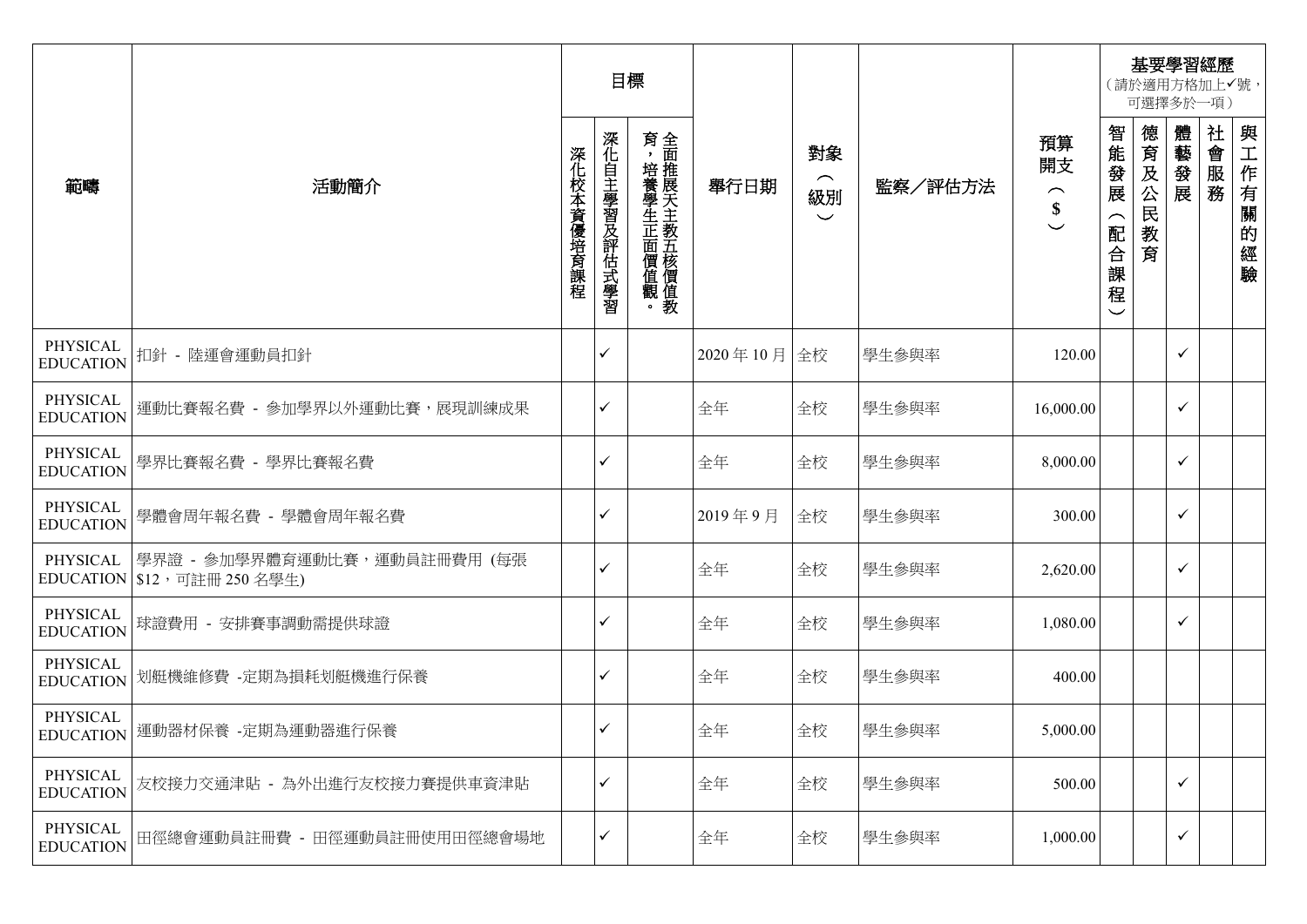| 範疇 | 活動簡介 | 目標 | | | 舉行日期 | 對象（級別） | 監察／評估方法 | 預算開支（$） | 基要學習經歷（請於適用方格加上✓號，可選擇多於一項） | | | | |
|---|---|---|---|---|---|---|---|---|---|---|---|---|---|
| | | 深化校本資優培育課程 | 深化自主學習及評估式學習 | 全面推展天主教五核價值教育，培養學生正面價值觀。 | | | | | 智能發展（配合課程） | 德育及公民教育 | 體藝發展 | 社會服務 | 與工作有關的經驗 |
| PHYSICAL EDUCATION | 扣針 - 陸運會運動員扣針 | | ✓ | | 2020 年 10 月 | 全校 | 學生參與率 | 120.00 | | | ✓ | | |
| PHYSICAL EDUCATION | 運動比賽報名費 - 參加學界以外運動比賽，展現訓練成果 | | ✓ | | 全年 | 全校 | 學生參與率 | 16,000.00 | | | ✓ | | |
| PHYSICAL EDUCATION | 學界比賽報名費 - 學界比賽報名費 | | ✓ | | 全年 | 全校 | 學生參與率 | 8,000.00 | | | ✓ | | |
| PHYSICAL EDUCATION | 學體會周年報名費 - 學體會周年報名費 | | ✓ | | 2019 年 9 月 | 全校 | 學生參與率 | 300.00 | | | ✓ | | |
| PHYSICAL EDUCATION | 學界證 - 參加學界體育運動比賽，運動員註冊費用 (每張 $12，可註冊 250 名學生) | | ✓ | | 全年 | 全校 | 學生參與率 | 2,620.00 | | | ✓ | | |
| PHYSICAL EDUCATION | 球證費用 - 安排賽事調動需提供球證 | | ✓ | | 全年 | 全校 | 學生參與率 | 1,080.00 | | | ✓ | | |
| PHYSICAL EDUCATION | 划艇機維修費 -定期為損耗划艇機進行保養 | | ✓ | | 全年 | 全校 | 學生參與率 | 400.00 | | | | | |
| PHYSICAL EDUCATION | 運動器材保養 -定期為運動器進行保養 | | ✓ | | 全年 | 全校 | 學生參與率 | 5,000.00 | | | | | |
| PHYSICAL EDUCATION | 友校接力交通津貼 - 為外出進行友校接力賽提供車資津貼 | | ✓ | | 全年 | 全校 | 學生參與率 | 500.00 | | | ✓ | | |
| PHYSICAL EDUCATION | 田徑總會運動員註冊費 - 田徑運動員註冊使用田徑總會場地 | | ✓ | | 全年 | 全校 | 學生參與率 | 1,000.00 | | | ✓ | | |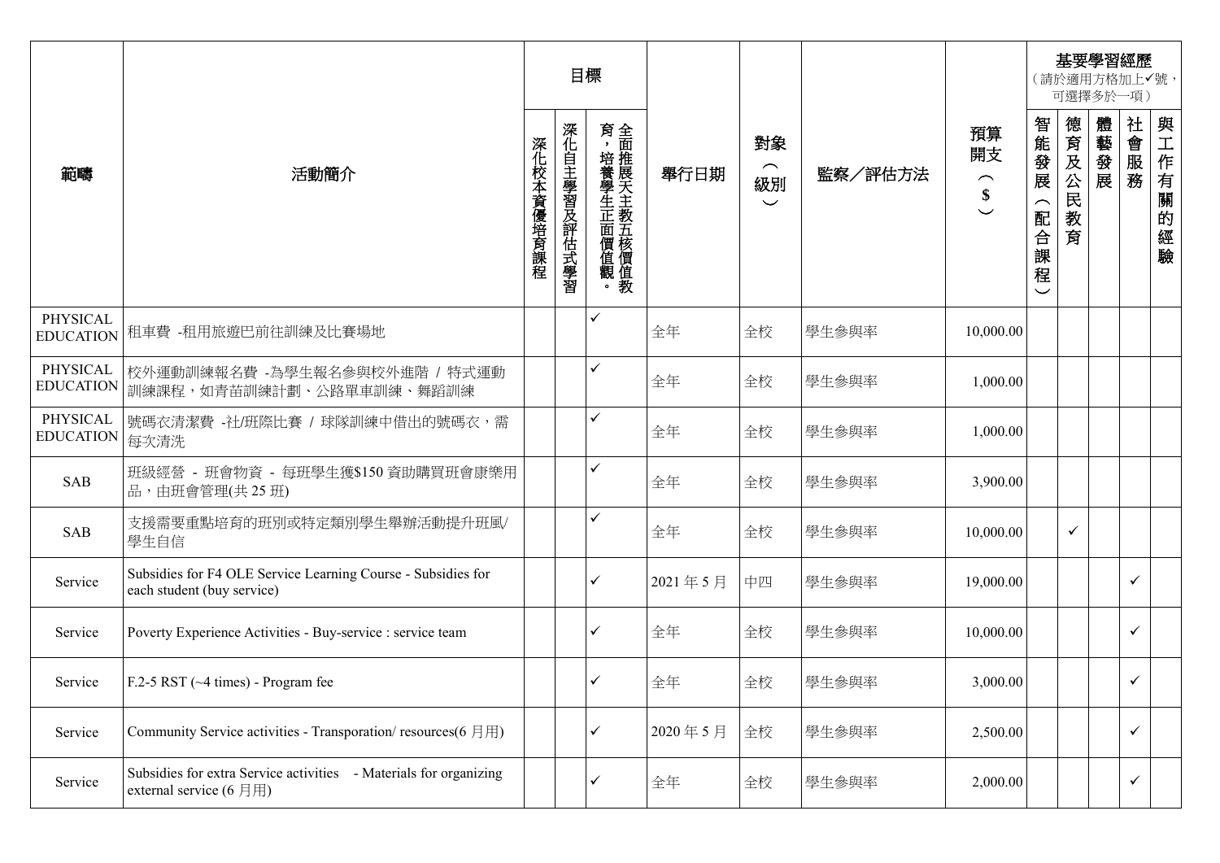| 範疇 | 活動簡介 | 目標 | | | 舉行日期 | 對象（級別） | 監察／評估方法 | 預算開支（$） | 基要學習經歷（請於適用方格加上✓號，可選擇多於一項） | | | | |
|---|---|---|---|---|---|---|---|---|---|---|---|---|---|
| | | 深化校本資優培育課程 | 深化自主學習及評估式學習 | 全面推展天主教五核價值教育，培養學生正面價值觀。 | | | | | 智能發展（配合課程） | 德育及公民教育 | 體藝發展 | 社會服務 | 與工作有關的經驗 |
| PHYSICAL EDUCATION | 租車費 -租用旅遊巴前往訓練及比賽場地 | | | ✓ | 全年 | 全校 | 學生參與率 | 10,000.00 | | | | | |
| PHYSICAL EDUCATION | 校外運動訓練報名費 -為學生報名參與校外進階 / 特式運動訓練課程，如青苗訓練計劃、公路單車訓練、舞蹈訓練 | | | ✓ | 全年 | 全校 | 學生參與率 | 1,000.00 | | | | | |
| PHYSICAL EDUCATION | 號碼衣清潔費 -社/班際比賽 / 球隊訓練中借出的號碼衣，需每次清洗 | | | ✓ | 全年 | 全校 | 學生參與率 | 1,000.00 | | | | | |
| SAB | 班級經營 - 班會物資 - 每班學生獲$150 資助購買班會康樂用品，由班會管理(共 25 班) | | | ✓ | 全年 | 全校 | 學生參與率 | 3,900.00 | | | | | |
| SAB | 支援需要重點培育的班別或特定類別學生舉辦活動提升班風/學生自信 | | | ✓ | 全年 | 全校 | 學生參與率 | 10,000.00 | | ✓ | | | |
| Service | Subsidies for F4 OLE Service Learning Course - Subsidies for each student (buy service) | | | ✓ | 2021 年 5 月 | 中四 | 學生參與率 | 19,000.00 | | | | ✓ | |
| Service | Poverty Experience Activities - Buy-service : service team | | | ✓ | 全年 | 全校 | 學生參與率 | 10,000.00 | | | | ✓ | |
| Service | F.2-5 RST (~4 times) - Program fee | | | ✓ | 全年 | 全校 | 學生參與率 | 3,000.00 | | | | ✓ | |
| Service | Community Service activities - Transporation/ resources(6 月用) | | | ✓ | 2020 年 5 月 | 全校 | 學生參與率 | 2,500.00 | | | | ✓ | |
| Service | Subsidies for extra Service activities - Materials for organizing external service (6 月用) | | | ✓ | 全年 | 全校 | 學生參與率 | 2,000.00 | | | | ✓ | |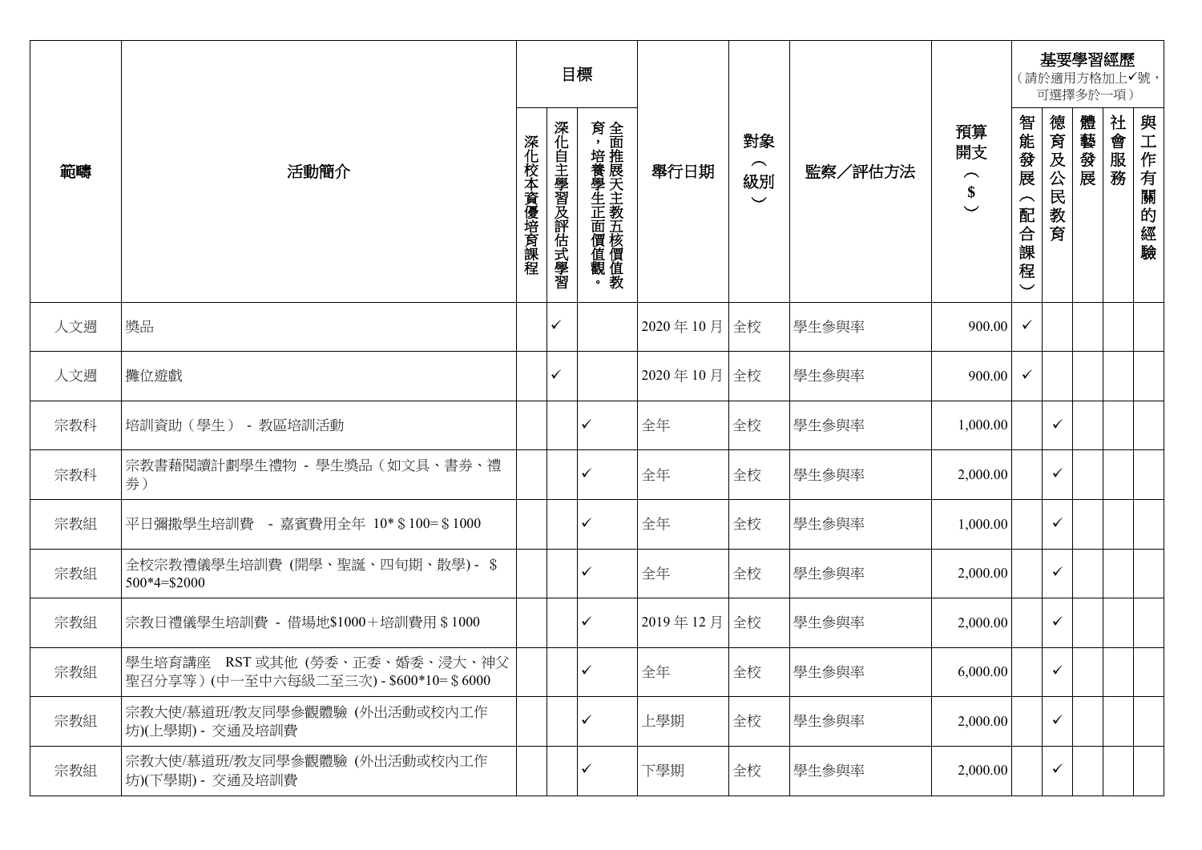| 範疇 | 活動簡介 | 目標 | | | 舉行日期 | 對象（級別） | 監察／評估方法 | 預算開支（$） | 基要學習經歷（請於適用方格加上✓號，可選擇多於一項） | | | | |
|---|---|---|---|---|---|---|---|---|---|---|---|---|---|
| | | 深化校本資優培育課程 | 深化自主學習及評估式學習 | 全面推展天主教五核價值教育，培養學生正面價值觀。 | | | | | 智能發展（配合課程） | 德育及公民教育 | 體藝發展 | 社會服務 | 與工作有關的經驗 |
| 人文週 | 獎品 | | ✓ | | 2020 年 10 月 | 全校 | 學生參與率 | 900.00 | ✓ | | | | |
| 人文週 | 攤位遊戲 | | ✓ | | 2020 年 10 月 | 全校 | 學生參與率 | 900.00 | ✓ | | | | |
| 宗教科 | 培訓資助（學生） - 教區培訓活動 | | | ✓ | 全年 | 全校 | 學生參與率 | 1,000.00 | | ✓ | | | |
| 宗教科 | 宗教書藉閱讀計劃學生禮物 - 學生獎品（如文具、書劵、禮券） | | | ✓ | 全年 | 全校 | 學生參與率 | 2,000.00 | | ✓ | | | |
| 宗教組 | 平日彌撒學生培訓費 - 嘉賓費用全年 10* $ 100= $ 1000 | | | ✓ | 全年 | 全校 | 學生參與率 | 1,000.00 | | ✓ | | | |
| 宗教組 | 全校宗教禮儀學生培訓費 (開學、聖誕、四旬期、散學) - $ 500*4=$2000 | | | ✓ | 全年 | 全校 | 學生參與率 | 2,000.00 | | ✓ | | | |
| 宗教組 | 宗教日禮儀學生培訓費 - 借場地$1000＋培訓費用 $ 1000 | | | ✓ | 2019 年 12 月 | 全校 | 學生參與率 | 2,000.00 | | ✓ | | | |
| 宗教組 | 學生培育講座 RST 或其他 (勞委、正委、婚委、浸大、神父聖召分享等）(中一至中六每級二至三次) - $600*10= $ 6000 | | | ✓ | 全年 | 全校 | 學生參與率 | 6,000.00 | | ✓ | | | |
| 宗教組 | 宗教大使/慕道班/教友同學參觀體驗 (外出活動或校內工作坊)(上學期) - 交通及培訓費 | | | ✓ | 上學期 | 全校 | 學生參與率 | 2,000.00 | | ✓ | | | |
| 宗教組 | 宗教大使/慕道班/教友同學參觀體驗 (外出活動或校內工作坊)(下學期) - 交通及培訓費 | | | ✓ | 下學期 | 全校 | 學生參與率 | 2,000.00 | | ✓ | | | |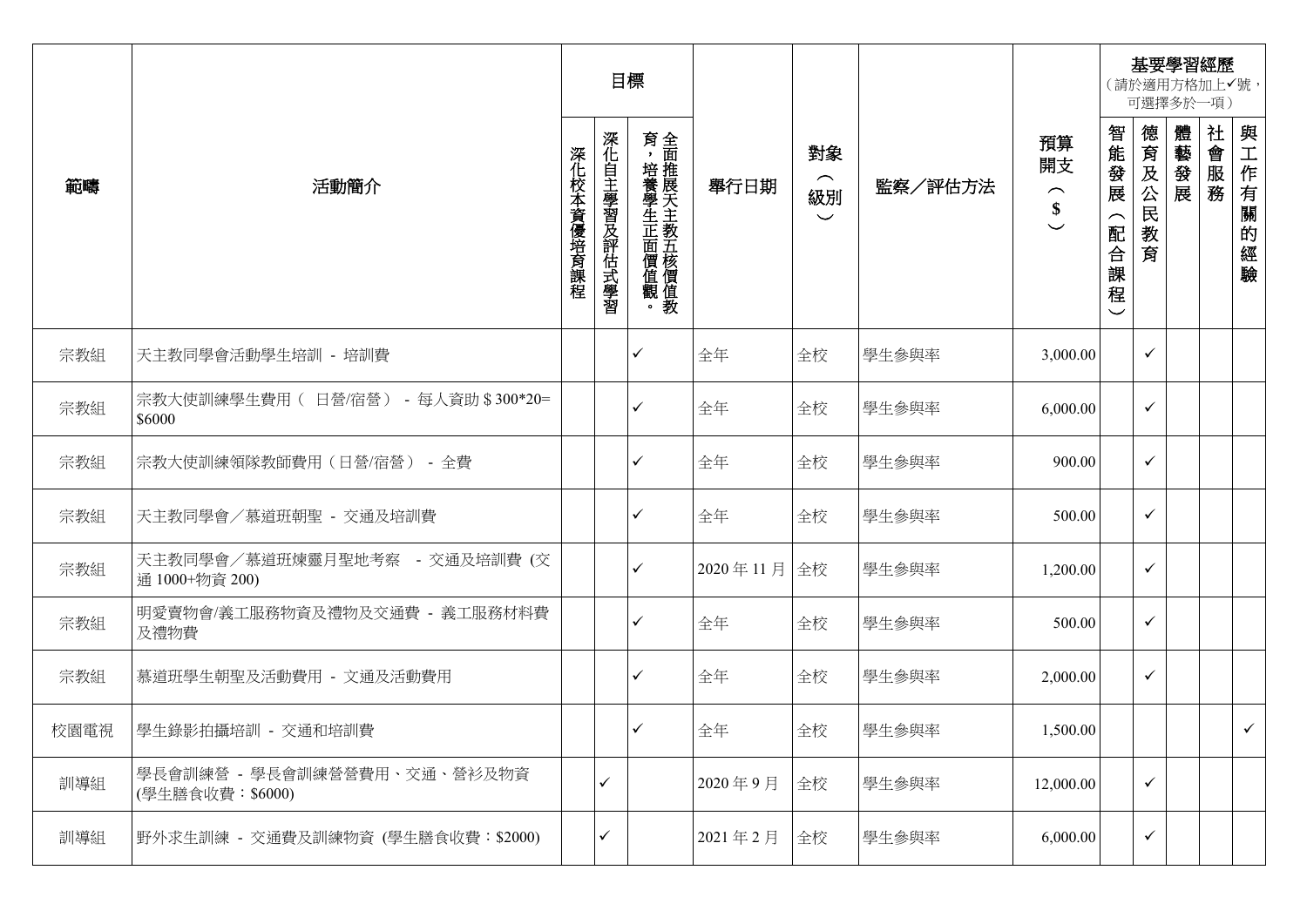| 範疇 | 活動簡介 | 目標 | | | 舉行日期 | 對象（級別） | 監察／評估方法 | 預算開支（$） | 基要學習經歷（請於適用方格加上✓號，可選擇多於一項） | | | | |
|---|---|---|---|---|---|---|---|---|---|---|---|---|---|
| | | 深化校本資優培育課程 | 深化自主學習及評估式學習 | 全面推展天主教五核價值教育，培養學生正面價值觀。 | | | | | 智能發展（配合課程） | 德育及公民教育 | 體藝發展 | 社會服務 | 與工作有關的經驗 |
| 宗教組 | 天主教同學會活動學生培訓 - 培訓費 | | | ✓ | 全年 | 全校 | 學生參與率 | 3,000.00 | | ✓ | | | |
| 宗教組 | 宗教大使訓練學生費用（ 日營/宿營） - 每人資助 $ 300*20= $6000 | | | ✓ | 全年 | 全校 | 學生參與率 | 6,000.00 | | ✓ | | | |
| 宗教組 | 宗教大使訓練領隊教師費用（日營/宿營） - 全費 | | | ✓ | 全年 | 全校 | 學生參與率 | 900.00 | | ✓ | | | |
| 宗教組 | 天主教同學會／慕道班朝聖 - 交通及培訓費 | | | ✓ | 全年 | 全校 | 學生參與率 | 500.00 | | ✓ | | | |
| 宗教組 | 天主教同學會／慕道班煉靈月聖地考察 - 交通及培訓費 (交通 1000+物資 200) | | | ✓ | 2020 年 11 月 | 全校 | 學生參與率 | 1,200.00 | | ✓ | | | |
| 宗教組 | 明愛賣物會/義工服務物資及禮物及交通費 - 義工服務材料費及禮物費 | | | ✓ | 全年 | 全校 | 學生參與率 | 500.00 | | ✓ | | | |
| 宗教組 | 慕道班學生朝聖及活動費用 - 文通及活動費用 | | | ✓ | 全年 | 全校 | 學生參與率 | 2,000.00 | | ✓ | | | |
| 校園電視 | 學生錄影拍攝培訓 - 交通和培訓費 | | | ✓ | 全年 | 全校 | 學生參與率 | 1,500.00 | | | | | ✓ |
| 訓導組 | 學長會訓練營 - 學長會訓練營營費用、交通、營衫及物資 (學生膳食收費：$6000) | | ✓ | | 2020 年 9 月 | 全校 | 學生參與率 | 12,000.00 | | ✓ | | | |
| 訓導組 | 野外求生訓練 - 交通費及訓練物資 (學生膳食收費：$2000) | | ✓ | | 2021 年 2 月 | 全校 | 學生參與率 | 6,000.00 | | ✓ | | | |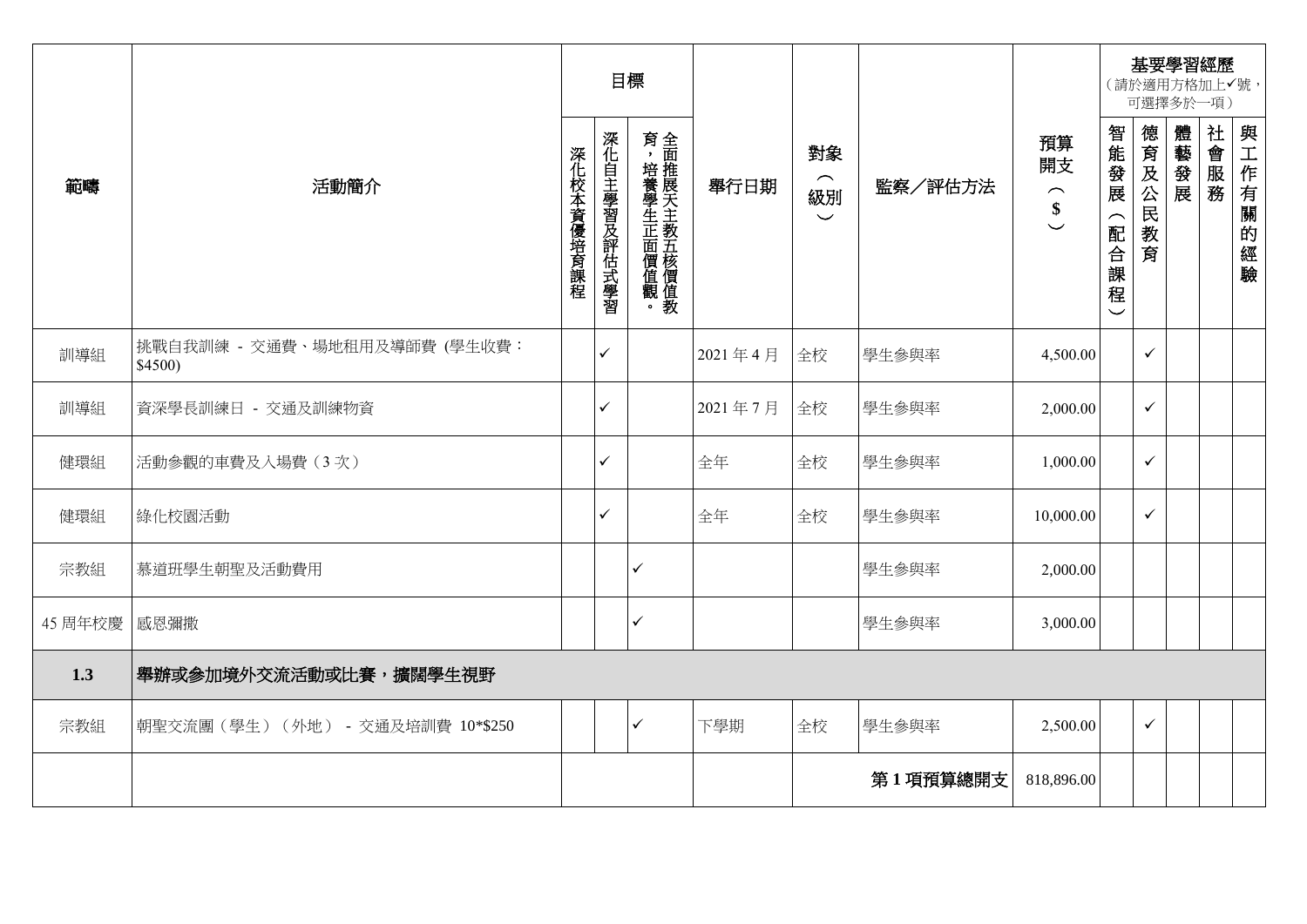| 範疇 | 活動簡介 | 目標 | | | 舉行日期 | 對象（級別） | 監察／評估方法 | 預算開支（$） | 基要學習經歷（請於適用方格加上✓號，可選擇多於一項） | | | | |
|---|---|---|---|---|---|---|---|---|---|---|---|---|---|
| | | 深化校本資優培育課程 | 深化自主學習及評估式學習 | 全面推展天主教五核價值教育，培養學生正面價值觀。 | | | | | 智能發展（配合課程） | 德育及公民教育 | 體藝發展 | 社會服務 | 與工作有關的經驗 |
| 訓導組 | 挑戰自我訓練 - 交通費、場地租用及導師費 (學生收費：$4500) | | ✓ | | 2021 年 4 月 | 全校 | 學生參與率 | 4,500.00 | | ✓ | | | |
| 訓導組 | 資深學長訓練日 - 交通及訓練物資 | | ✓ | | 2021 年 7 月 | 全校 | 學生參與率 | 2,000.00 | | ✓ | | | |
| 健環組 | 活動參觀的車費及入場費（3 次） | | ✓ | | 全年 | 全校 | 學生參與率 | 1,000.00 | | ✓ | | | |
| 健環組 | 綠化校園活動 | | ✓ | | 全年 | 全校 | 學生參與率 | 10,000.00 | | ✓ | | | |
| 宗教組 | 慕道班學生朝聖及活動費用 | | | ✓ | | | 學生參與率 | 2,000.00 | | | | | |
| 45 周年校慶 | 感恩彌撒 | | | ✓ | | | 學生參與率 | 3,000.00 | | | | | |
| **1.3** | **舉辦或參加境外交流活動或比賽，擴闊學生視野** | | | | | | | | | | | | |
| 宗教組 | 朝聖交流團（學生）（外地） - 交通及培訓費 10*$250 | | | ✓ | 下學期 | 全校 | 學生參與率 | 2,500.00 | | ✓ | | | |
| | | | | | | | **第 1 項預算總開支** | 818,896.00 | | | | | |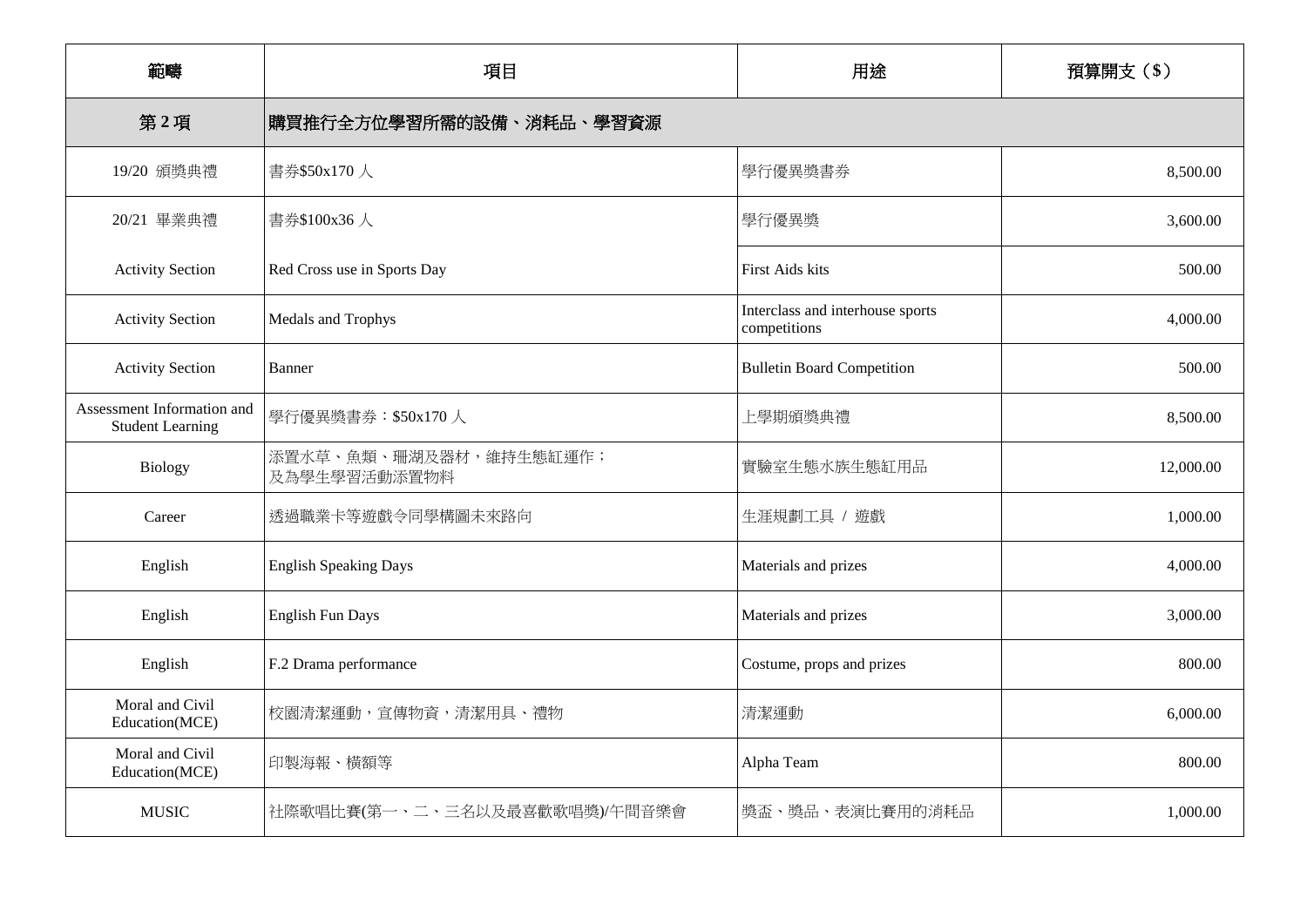| 範疇 | 項目 | 用途 | 預算開支（$） |
|---|---|---|---|
| **第 2 項** | **購買推行全方位學習所需的設備、消耗品、學習資源** | | |
| 19/20 頒獎典禮 | 書券$50x170 人 | 學行優異獎書券 | 8,500.00 |
| 20/21 畢業典禮 | 書券$100x36 人 | 學行優異獎 | 3,600.00 |
| Activity Section | Red Cross use in Sports Day | First Aids kits | 500.00 |
| Activity Section | Medals and Trophys | Interclass and interhouse sports competitions | 4,000.00 |
| Activity Section | Banner | Bulletin Board Competition | 500.00 |
| Assessment Information and Student Learning | 學行優異獎書券：$50x170 人 | 上學期頒獎典禮 | 8,500.00 |
| Biology | 添置水草、魚類、珊湖及器材，維持生態缸運作；及為學生學習活動添置物料 | 實驗室生態水族生態缸用品 | 12,000.00 |
| Career | 透過職業卡等遊戲令同學構圖未來路向 | 生涯規劃工具 / 遊戲 | 1,000.00 |
| English | English Speaking Days | Materials and prizes | 4,000.00 |
| English | English Fun Days | Materials and prizes | 3,000.00 |
| English | F.2 Drama performance | Costume, props and prizes | 800.00 |
| Moral and Civil Education(MCE) | 校園清潔運動，宣傳物資，清潔用具、禮物 | 清潔運動 | 6,000.00 |
| Moral and Civil Education(MCE) | 印製海報、橫額等 | Alpha Team | 800.00 |
| MUSIC | 社際歌唱比賽(第一、二、三名以及最喜歡歌唱獎)/午間音樂會 | 獎盃、獎品、表演比賽用的消耗品 | 1,000.00 |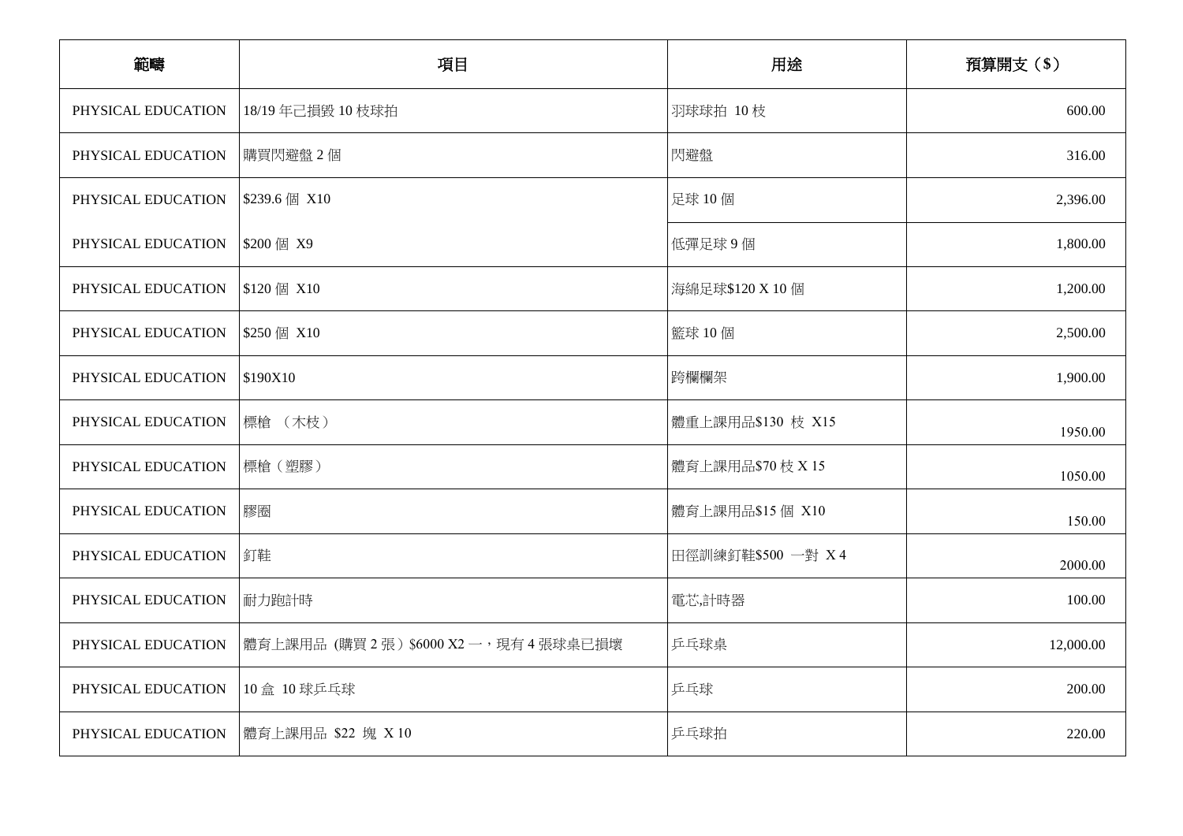| 範疇 | 項目 | 用途 | 預算開支（$） |
|---|---|---|---|
| PHYSICAL EDUCATION | 18/19 年已損毀 10 枝球拍 | 羽球球拍 10 枝 | 600.00 |
| PHYSICAL EDUCATION | 購買閃避盤 2 個 | 閃避盤 | 316.00 |
| PHYSICAL EDUCATION | $239.6 個 X10 | 足球 10 個 | 2,396.00 |
| PHYSICAL EDUCATION | $200 個 X9 | 低彈足球 9 個 | 1,800.00 |
| PHYSICAL EDUCATION | $120 個 X10 | 海綿足球$120 X 10 個 | 1,200.00 |
| PHYSICAL EDUCATION | $250 個 X10 | 籃球 10 個 | 2,500.00 |
| PHYSICAL EDUCATION | $190X10 | 跨欄欄架 | 1,900.00 |
| PHYSICAL EDUCATION | 標槍 （木枝） | 體重上課用品$130 枝 X15 | 1950.00 |
| PHYSICAL EDUCATION | 標槍（塑膠） | 體育上課用品$70 枝 X 15 | 1050.00 |
| PHYSICAL EDUCATION | 膠圈 | 體育上課用品$15 個 X10 | 150.00 |
| PHYSICAL EDUCATION | 釘鞋 | 田徑訓練釘鞋$500 一對 X 4 | 2000.00 |
| PHYSICAL EDUCATION | 耐力跑計時 | 電芯,計時器 | 100.00 |
| PHYSICAL EDUCATION | 體育上課用品 (購買 2 張）$6000 X2 一，現有 4 張球桌已損壞 | 乒乓球桌 | 12,000.00 |
| PHYSICAL EDUCATION | 10 盒 10 球乒乓球 | 乒乓球 | 200.00 |
| PHYSICAL EDUCATION | 體育上課用品 $22 塊 X 10 | 乒乓球拍 | 220.00 |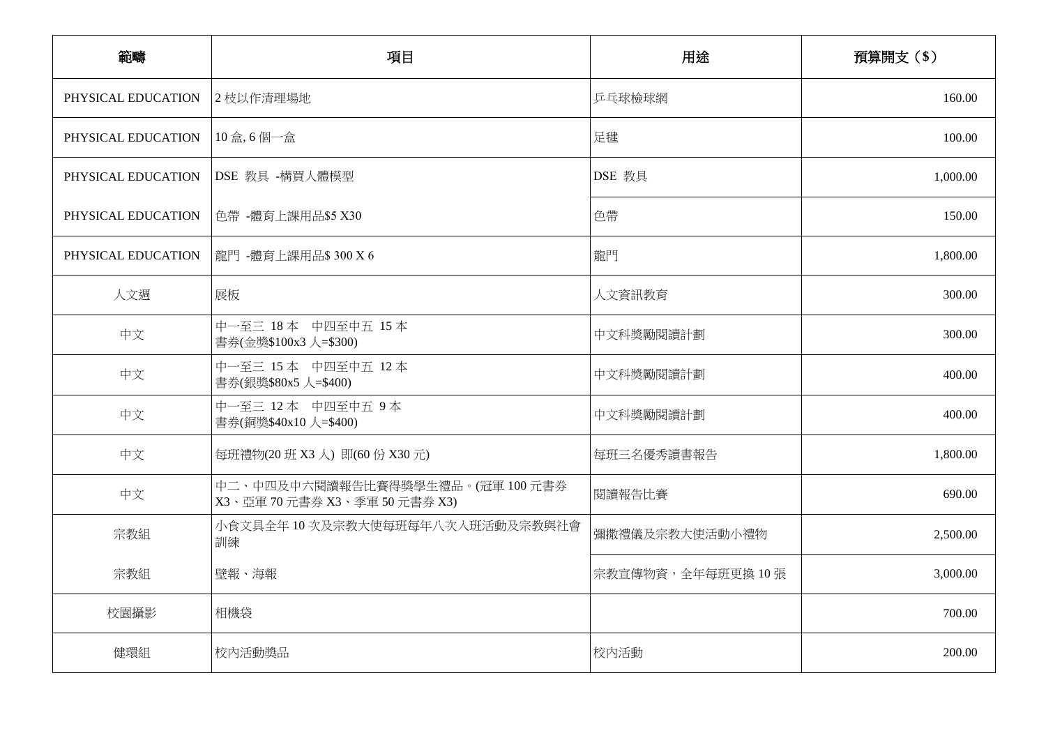| 範疇 | 項目 | 用途 | 預算開支（$） |
| --- | --- | --- | --- |
| PHYSICAL EDUCATION | 2 枝以作清理場地 | 乒乓球檢球網 | 160.00 |
| PHYSICAL EDUCATION | 10 盒, 6 個一盒 | 足毽 | 100.00 |
| PHYSICAL EDUCATION | DSE 教具 -構買人體模型 | DSE 教具 | 1,000.00 |
| PHYSICAL EDUCATION | 色帶 -體育上課用品$5 X30 | 色帶 | 150.00 |
| PHYSICAL EDUCATION | 龍門 -體育上課用品$ 300 X 6 | 龍門 | 1,800.00 |
| 人文週 | 展板 | 人文資訊教育 | 300.00 |
| 中文 | 中一至三 18 本 中四至中五 15 本 書劵(金獎$100x3 人=$300) | 中文科獎勵閱讀計劃 | 300.00 |
| 中文 | 中一至三 15 本 中四至中五 12 本 書劵(銀獎$80x5 人=$400) | 中文科獎勵閱讀計劃 | 400.00 |
| 中文 | 中一至三 12 本 中四至中五 9 本 書劵(銅獎$40x10 人=$400) | 中文科獎勵閱讀計劃 | 400.00 |
| 中文 | 每班禮物(20 班 X3 人) 即(60 份 X30 元) | 每班三名優秀讀書報告 | 1,800.00 |
| 中文 | 中二、中四及中六閱讀報告比賽得獎學生禮品。(冠軍 100 元書券 X3、亞軍 70 元書券 X3、季軍 50 元書券 X3) | 閱讀報告比賽 | 690.00 |
| 宗教組 | 小食文具全年 10 次及宗教大使每班每年八次入班活動及宗教與社會訓練 | 彌撒禮儀及宗教大使活動小禮物 | 2,500.00 |
| 宗教組 | 壁報、海報 | 宗教宣傳物資，全年每班更換 10 張 | 3,000.00 |
| 校園攝影 | 相機袋 | | 700.00 |
| 健環組 | 校內活動獎品 | 校內活動 | 200.00 |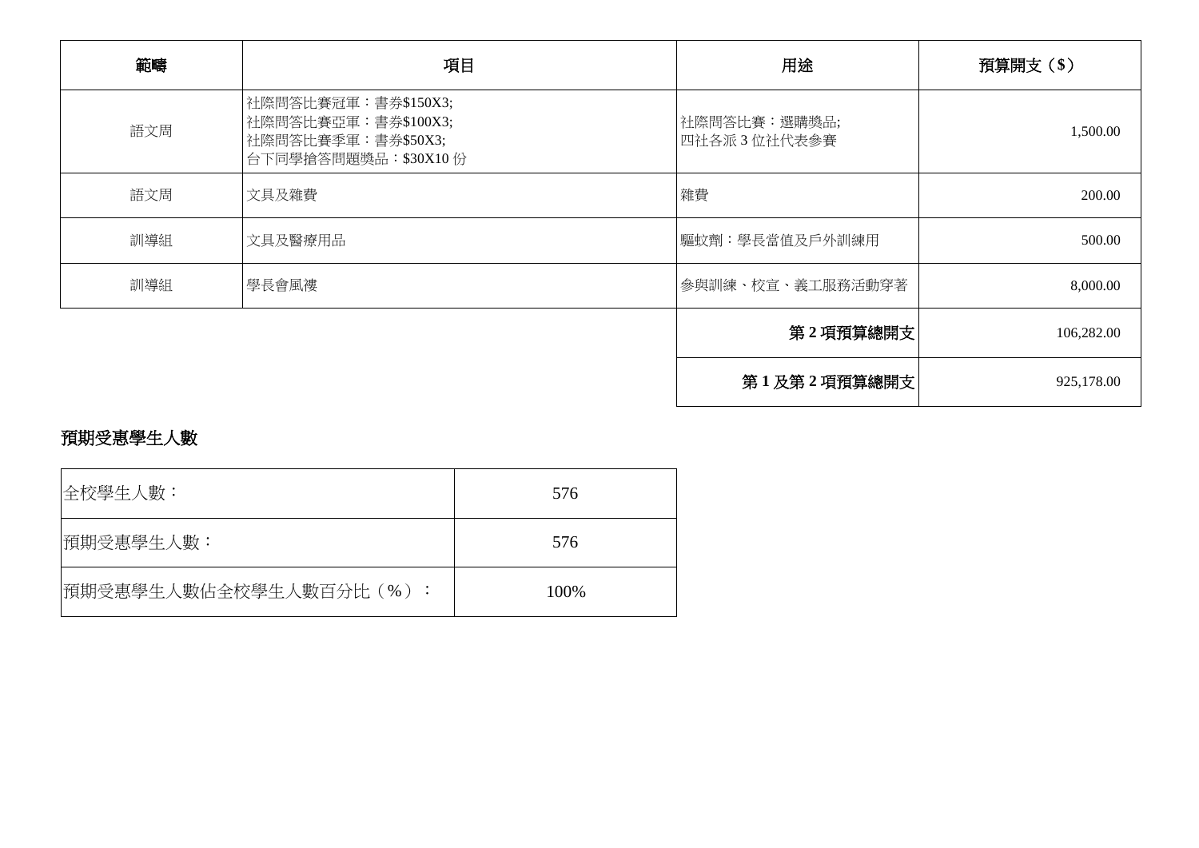| 範疇 | 項目 | 用途 | 預算開支（$） |
|---|---|---|---|
| 語文周 | 社際問答比賽冠軍：書券$150X3;<br>社際問答比賽亞軍：書券$100X3;<br>社際問答比賽季軍：書券$50X3;<br>台下同學搶答問題獎品：$30X10 份 | 社際問答比賽：選購獎品;<br>四社各派 3 位社代表參賽 | 1,500.00 |
| 語文周 | 文具及雜費 | 雜費 | 200.00 |
| 訓導組 | 文具及醫療用品 | 驅蚊劑：學長當值及戶外訓練用 | 500.00 |
| 訓導組 | 學長會風褸 | 參與訓練、校宣、義工服務活動穿著 | 8,000.00 |
| | | **第 2 項預算總開支** | 106,282.00 |
| | | **第 1 及第 2 項預算總開支** | 925,178.00 |

**預期受惠學生人數**

| | |
|---|---|
| 全校學生人數： | 576 |
| 預期受惠學生人數： | 576 |
| 預期受惠學生人數佔全校學生人數百分比（%）： | 100% |